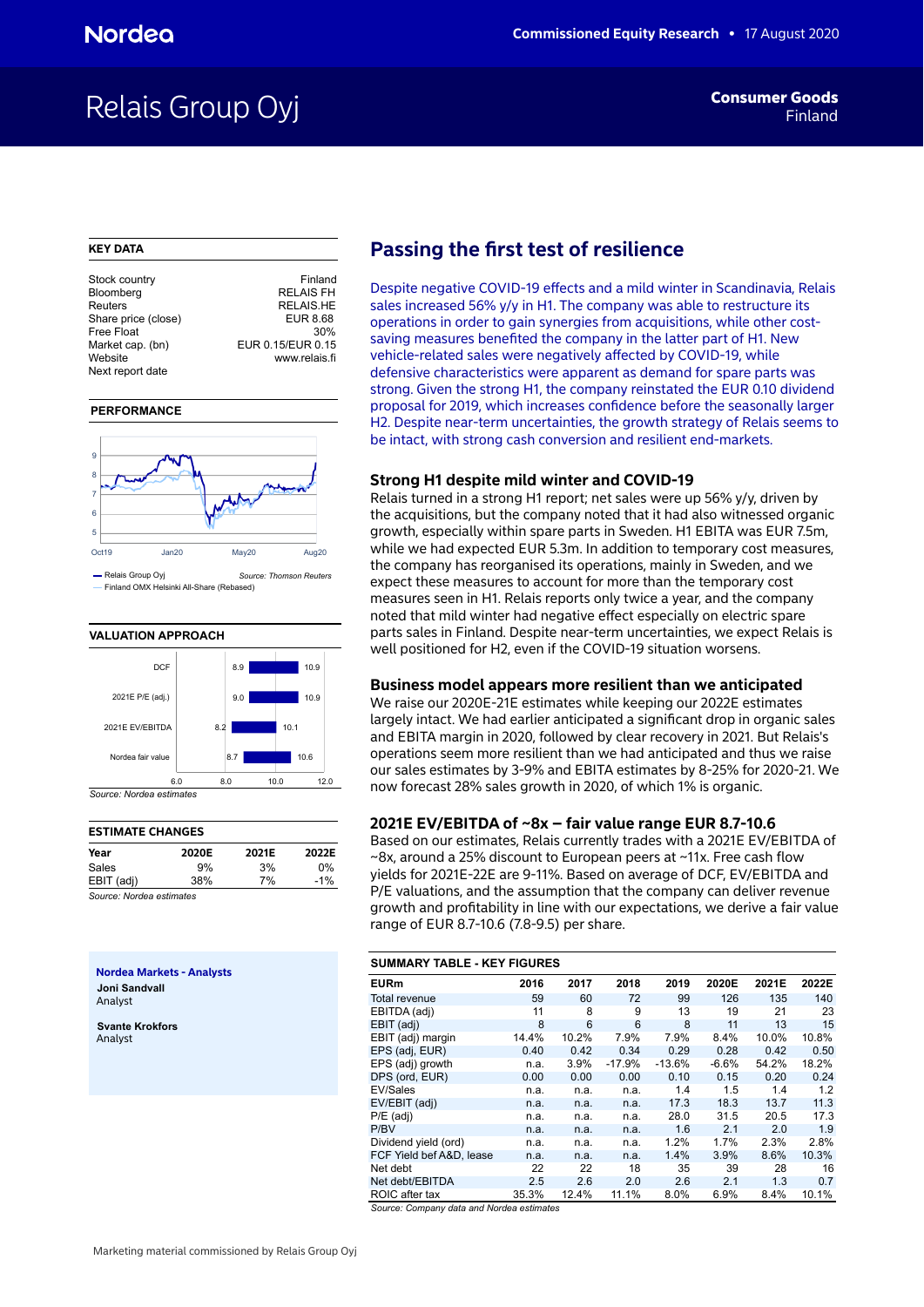# Relais Group Oyj

**Consumer Goods**
Finland

Commissioned Equity Research • 17 August 2020

## KEY DATA

| | |
|---|---|
| Stock country | Finland |
| Bloomberg | RELAIS FH |
| Reuters | RELAIS.HE |
| Share price (close) | EUR 8.68 |
| Free Float | 30% |
| Market cap. (bn) | EUR 0.15/EUR 0.15 |
| Website | www.relais.fi |
| Next report date | |

## PERFORMANCE

— Relais Group Oyj — Finland OMX Helsinki All-Share (Rebased)

*Source: Thomson Reuters*

## VALUATION APPROACH

| | Low | High |
|---|---|---|
| DCF | 8.9 | 10.9 |
| 2021E P/E (adj.) | 9.0 | 10.9 |
| 2021E EV/EBITDA | 8.2 | 10.1 |
| Nordea fair value | 8.7 | 10.6 |

*Source: Nordea estimates*

## ESTIMATE CHANGES

| Year | 2020E | 2021E | 2022E |
|---|---|---|---|
| Sales | 9% | 3% | 0% |
| EBIT (adj) | 38% | 7% | -1% |

*Source: Nordea estimates*

**Nordea Markets - Analysts**

**Joni Sandvall**
Analyst

**Svante Krokfors**
Analyst

# Passing the first test of resilience

Despite negative COVID-19 effects and a mild winter in Scandinavia, Relais sales increased 56% y/y in H1. The company was able to restructure its operations in order to gain synergies from acquisitions, while other cost-saving measures benefited the company in the latter part of H1. New vehicle-related sales were negatively affected by COVID-19, while defensive characteristics were apparent as demand for spare parts was strong. Given the strong H1, the company reinstated the EUR 0.10 dividend proposal for 2019, which increases confidence before the seasonally larger H2. Despite near-term uncertainties, the growth strategy of Relais seems to be intact, with strong cash conversion and resilient end-markets.

### Strong H1 despite mild winter and COVID-19

Relais turned in a strong H1 report; net sales were up 56% y/y, driven by the acquisitions, but the company noted that it had also witnessed organic growth, especially within spare parts in Sweden. H1 EBITA was EUR 7.5m, while we had expected EUR 5.3m. In addition to temporary cost measures, the company has reorganised its operations, mainly in Sweden, and we expect these measures to account for more than the temporary cost measures seen in H1. Relais reports only twice a year, and the company noted that mild winter had negative effect especially on electric spare parts sales in Finland. Despite near-term uncertainties, we expect Relais is well positioned for H2, even if the COVID-19 situation worsens.

### Business model appears more resilient than we anticipated

We raise our 2020E-21E estimates while keeping our 2022E estimates largely intact. We had earlier anticipated a significant drop in organic sales and EBITA margin in 2020, followed by clear recovery in 2021. But Relais's operations seem more resilient than we had anticipated and thus we raise our sales estimates by 3-9% and EBITA estimates by 8-25% for 2020-21. We now forecast 28% sales growth in 2020, of which 1% is organic.

### 2021E EV/EBITDA of ~8x – fair value range EUR 8.7-10.6

Based on our estimates, Relais currently trades with a 2021E EV/EBITDA of ~8x, around a 25% discount to European peers at ~11x. Free cash flow yields for 2021E-22E are 9-11%. Based on average of DCF, EV/EBITDA and P/E valuations, and the assumption that the company can deliver revenue growth and profitability in line with our expectations, we derive a fair value range of EUR 8.7-10.6 (7.8-9.5) per share.

## SUMMARY TABLE - KEY FIGURES

| EURm | 2016 | 2017 | 2018 | 2019 | 2020E | 2021E | 2022E |
|---|---|---|---|---|---|---|---|
| Total revenue | 59 | 60 | 72 | 99 | 126 | 135 | 140 |
| EBITDA (adj) | 11 | 8 | 9 | 13 | 19 | 21 | 23 |
| EBIT (adj) | 8 | 6 | 6 | 8 | 11 | 13 | 15 |
| EBIT (adj) margin | 14.4% | 10.2% | 7.9% | 7.9% | 8.4% | 10.0% | 10.8% |
| EPS (adj, EUR) | 0.40 | 0.42 | 0.34 | 0.29 | 0.28 | 0.42 | 0.50 |
| EPS (adj) growth | n.a. | 3.9% | -17.9% | -13.6% | -6.6% | 54.2% | 18.2% |
| DPS (ord, EUR) | 0.00 | 0.00 | 0.00 | 0.10 | 0.15 | 0.20 | 0.24 |
| EV/Sales | n.a. | n.a. | n.a. | 1.4 | 1.5 | 1.4 | 1.2 |
| EV/EBIT (adj) | n.a. | n.a. | n.a. | 17.3 | 18.3 | 13.7 | 11.3 |
| P/E (adj) | n.a. | n.a. | n.a. | 28.0 | 31.5 | 20.5 | 17.3 |
| P/BV | n.a. | n.a. | n.a. | 1.6 | 2.1 | 2.0 | 1.9 |
| Dividend yield (ord) | n.a. | n.a. | n.a. | 1.2% | 1.7% | 2.3% | 2.8% |
| FCF Yield bef A&D, lease | n.a. | n.a. | n.a. | 1.4% | 3.9% | 8.6% | 10.3% |
| Net debt | 22 | 22 | 18 | 35 | 39 | 28 | 16 |
| Net debt/EBITDA | 2.5 | 2.6 | 2.0 | 2.6 | 2.1 | 1.3 | 0.7 |
| ROIC after tax | 35.3% | 12.4% | 11.1% | 8.0% | 6.9% | 8.4% | 10.1% |

*Source: Company data and Nordea estimates*

Marketing material commissioned by Relais Group Oyj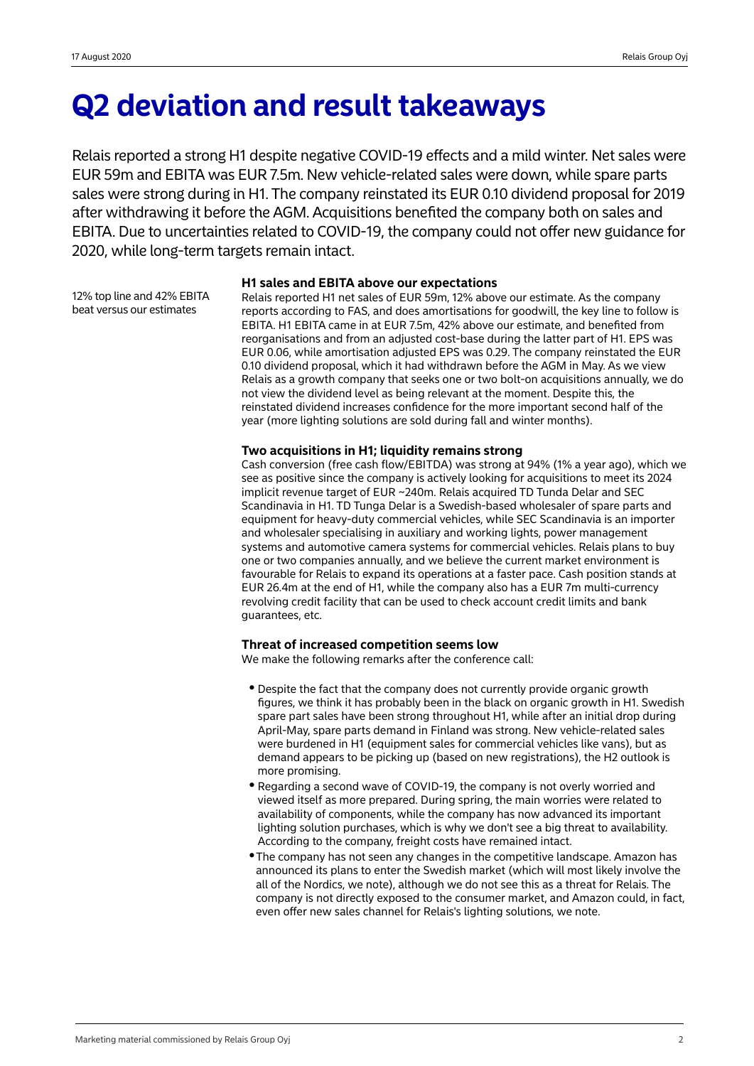# Q2 deviation and result takeaways

Relais reported a strong H1 despite negative COVID-19 effects and a mild winter. Net sales were EUR 59m and EBITA was EUR 7.5m. New vehicle-related sales were down, while spare parts sales were strong during in H1. The company reinstated its EUR 0.10 dividend proposal for 2019 after withdrawing it before the AGM. Acquisitions benefited the company both on sales and EBITA. Due to uncertainties related to COVID-19, the company could not offer new guidance for 2020, while long-term targets remain intact.

12% top line and 42% EBITA beat versus our estimates

### H1 sales and EBITA above our expectations

Relais reported H1 net sales of EUR 59m, 12% above our estimate. As the company reports according to FAS, and does amortisations for goodwill, the key line to follow is EBITA. H1 EBITA came in at EUR 7.5m, 42% above our estimate, and benefited from reorganisations and from an adjusted cost-base during the latter part of H1. EPS was EUR 0.06, while amortisation adjusted EPS was 0.29. The company reinstated the EUR 0.10 dividend proposal, which it had withdrawn before the AGM in May. As we view Relais as a growth company that seeks one or two bolt-on acquisitions annually, we do not view the dividend level as being relevant at the moment. Despite this, the reinstated dividend increases confidence for the more important second half of the year (more lighting solutions are sold during fall and winter months).

### Two acquisitions in H1; liquidity remains strong

Cash conversion (free cash flow/EBITDA) was strong at 94% (1% a year ago), which we see as positive since the company is actively looking for acquisitions to meet its 2024 implicit revenue target of EUR ~240m. Relais acquired TD Tunda Delar and SEC Scandinavia in H1. TD Tunga Delar is a Swedish-based wholesaler of spare parts and equipment for heavy-duty commercial vehicles, while SEC Scandinavia is an importer and wholesaler specialising in auxiliary and working lights, power management systems and automotive camera systems for commercial vehicles. Relais plans to buy one or two companies annually, and we believe the current market environment is favourable for Relais to expand its operations at a faster pace. Cash position stands at EUR 26.4m at the end of H1, while the company also has a EUR 7m multi-currency revolving credit facility that can be used to check account credit limits and bank guarantees, etc.

### Threat of increased competition seems low

We make the following remarks after the conference call:

- Despite the fact that the company does not currently provide organic growth figures, we think it has probably been in the black on organic growth in H1. Swedish spare part sales have been strong throughout H1, while after an initial drop during April-May, spare parts demand in Finland was strong. New vehicle-related sales were burdened in H1 (equipment sales for commercial vehicles like vans), but as demand appears to be picking up (based on new registrations), the H2 outlook is more promising.
- Regarding a second wave of COVID-19, the company is not overly worried and viewed itself as more prepared. During spring, the main worries were related to availability of components, while the company has now advanced its important lighting solution purchases, which is why we don't see a big threat to availability. According to the company, freight costs have remained intact.
- The company has not seen any changes in the competitive landscape. Amazon has announced its plans to enter the Swedish market (which will most likely involve the all of the Nordics, we note), although we do not see this as a threat for Relais. The company is not directly exposed to the consumer market, and Amazon could, in fact, even offer new sales channel for Relais's lighting solutions, we note.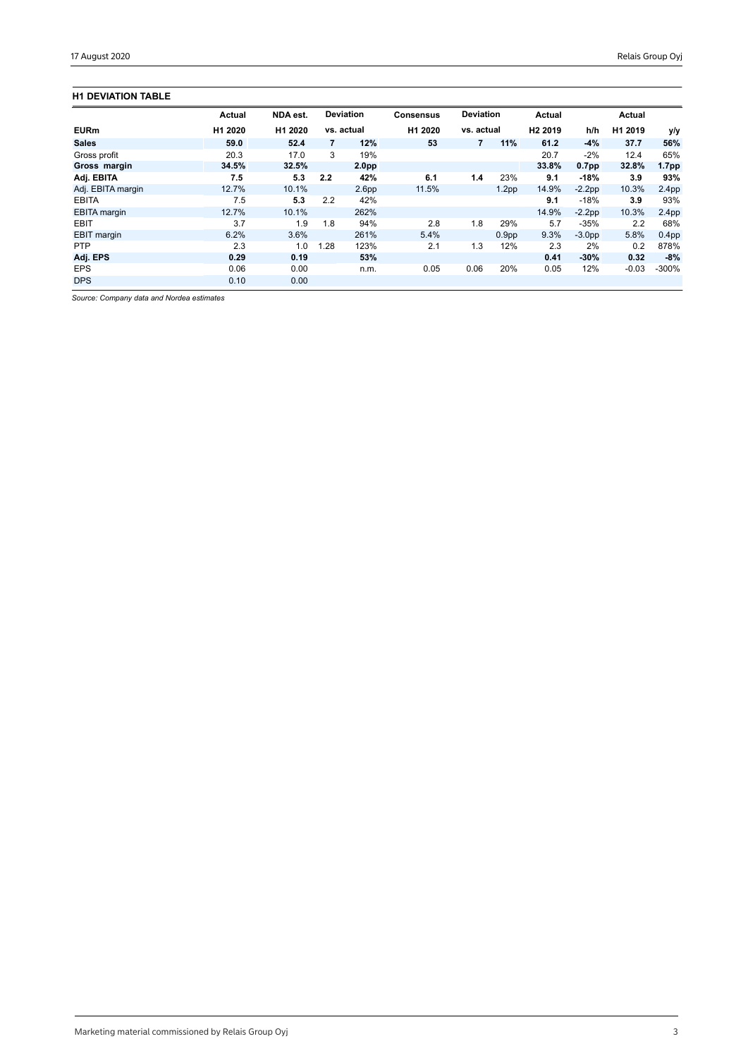### H1 DEVIATION TABLE

| | Actual | NDA est. | Deviation | | Consensus | Deviation | | Actual | | Actual | |
|---|---|---|---|---|---|---|---|---|---|---|---|
| **EURm** | **H1 2020** | **H1 2020** | **vs. actual** | | **H1 2020** | **vs. actual** | | **H2 2019** | **h/h** | **H1 2019** | **y/y** |
| **Sales** | **59.0** | **52.4** | **7** | **12%** | **53** | **7** | **11%** | **61.2** | **-4%** | **37.7** | **56%** |
| Gross profit | 20.3 | 17.0 | 3 | 19% | | | | 20.7 | -2% | 12.4 | 65% |
| **Gross margin** | **34.5%** | **32.5%** | | **2.0pp** | | | | **33.8%** | **0.7pp** | **32.8%** | **1.7pp** |
| **Adj. EBITA** | **7.5** | **5.3** | **2.2** | **42%** | **6.1** | **1.4** | **23%** | **9.1** | **-18%** | **3.9** | **93%** |
| Adj. EBITA margin | 12.7% | 10.1% | | 2.6pp | 11.5% | | 1.2pp | 14.9% | -2.2pp | 10.3% | 2.4pp |
| EBITA | 7.5 | **5.3** | 2.2 | 42% | | | | **9.1** | -18% | **3.9** | 93% |
| EBITA margin | 12.7% | 10.1% | | 262% | | | | 14.9% | -2.2pp | 10.3% | 2.4pp |
| EBIT | 3.7 | 1.9 | 1.8 | 94% | 2.8 | 1.8 | 29% | 5.7 | -35% | 2.2 | 68% |
| EBIT margin | 6.2% | 3.6% | | 261% | 5.4% | | 0.9pp | 9.3% | -3.0pp | 5.8% | 0.4pp |
| PTP | 2.3 | 1.0 | 1.28 | 123% | 2.1 | 1.3 | 12% | 2.3 | 2% | 0.2 | 878% |
| **Adj. EPS** | **0.29** | **0.19** | | **53%** | | | | **0.41** | **-30%** | **0.32** | **-8%** |
| EPS | 0.06 | 0.00 | | n.m. | 0.05 | 0.06 | 20% | 0.05 | 12% | -0.03 | -300% |
| DPS | 0.10 | 0.00 | | | | | | | | | |

*Source: Company data and Nordea estimates*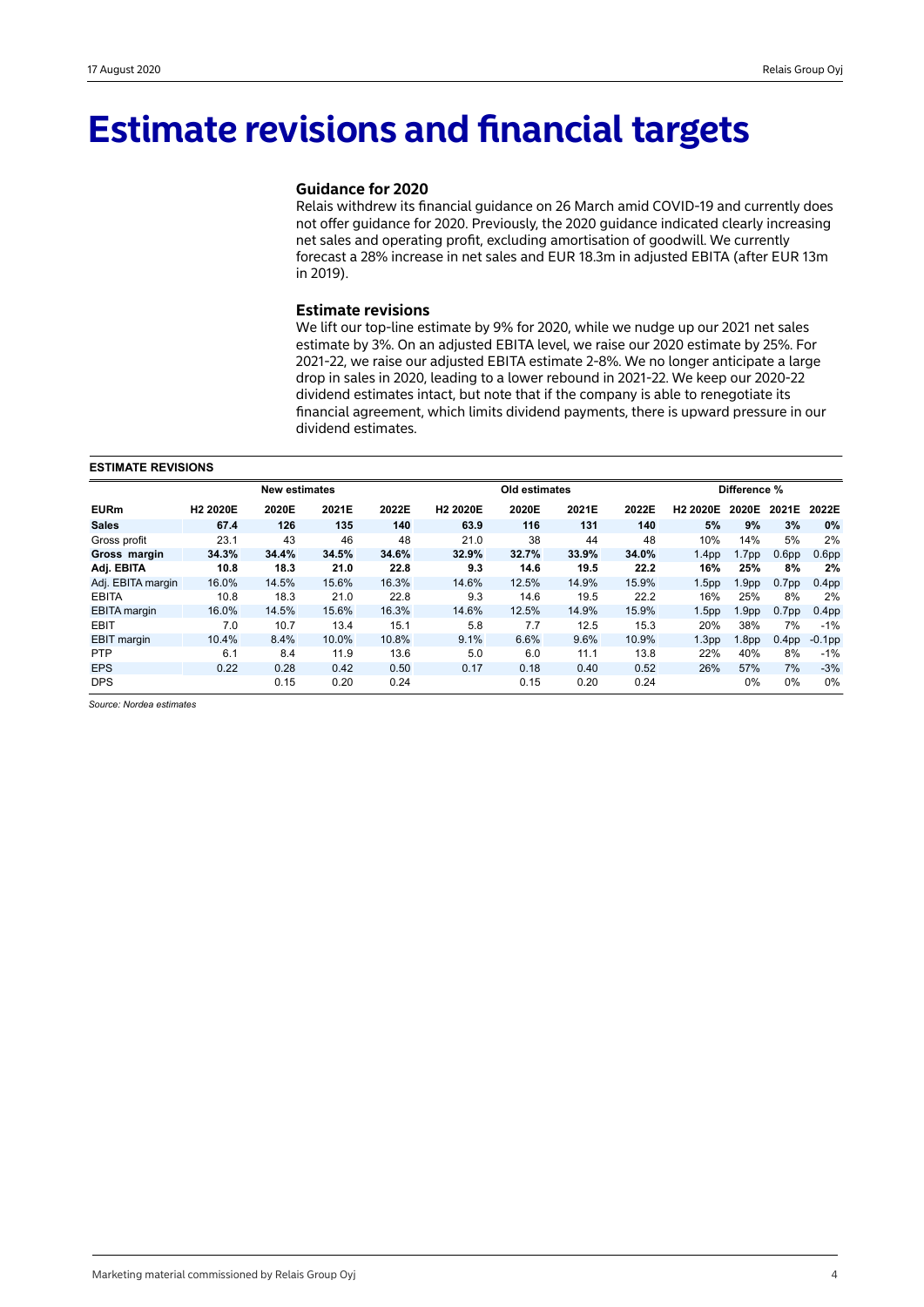# Estimate revisions and financial targets

### Guidance for 2020

Relais withdrew its financial guidance on 26 March amid COVID-19 and currently does not offer guidance for 2020. Previously, the 2020 guidance indicated clearly increasing net sales and operating profit, excluding amortisation of goodwill. We currently forecast a 28% increase in net sales and EUR 18.3m in adjusted EBITA (after EUR 13m in 2019).

### Estimate revisions

We lift our top-line estimate by 9% for 2020, while we nudge up our 2021 net sales estimate by 3%. On an adjusted EBITA level, we raise our 2020 estimate by 25%. For 2021-22, we raise our adjusted EBITA estimate 2-8%. We no longer anticipate a large drop in sales in 2020, leading to a lower rebound in 2021-22. We keep our 2020-22 dividend estimates intact, but note that if the company is able to renegotiate its financial agreement, which limits dividend payments, there is upward pressure in our dividend estimates.

**ESTIMATE REVISIONS**

| | New estimates | | | | Old estimates | | | | Difference % | | | |
|---|---|---|---|---|---|---|---|---|---|---|---|---|
| **EURm** | **H2 2020E** | **2020E** | **2021E** | **2022E** | **H2 2020E** | **2020E** | **2021E** | **2022E** | **H2 2020E** | **2020E** | **2021E** | **2022E** |
| **Sales** | **67.4** | **126** | **135** | **140** | **63.9** | **116** | **131** | **140** | **5%** | **9%** | **3%** | **0%** |
| Gross profit | 23.1 | 43 | 46 | 48 | 21.0 | 38 | 44 | 48 | 10% | 14% | 5% | 2% |
| **Gross margin** | **34.3%** | **34.4%** | **34.5%** | **34.6%** | **32.9%** | **32.7%** | **33.9%** | **34.0%** | 1.4pp | 1.7pp | 0.6pp | 0.6pp |
| **Adj. EBITA** | **10.8** | **18.3** | **21.0** | **22.8** | **9.3** | **14.6** | **19.5** | **22.2** | **16%** | **25%** | **8%** | **2%** |
| Adj. EBITA margin | 16.0% | 14.5% | 15.6% | 16.3% | 14.6% | 12.5% | 14.9% | 15.9% | 1.5pp | 1.9pp | 0.7pp | 0.4pp |
| EBITA | 10.8 | 18.3 | 21.0 | 22.8 | 9.3 | 14.6 | 19.5 | 22.2 | 16% | 25% | 8% | 2% |
| EBITA margin | 16.0% | 14.5% | 15.6% | 16.3% | 14.6% | 12.5% | 14.9% | 15.9% | 1.5pp | 1.9pp | 0.7pp | 0.4pp |
| EBIT | 7.0 | 10.7 | 13.4 | 15.1 | 5.8 | 7.7 | 12.5 | 15.3 | 20% | 38% | 7% | -1% |
| EBIT margin | 10.4% | 8.4% | 10.0% | 10.8% | 9.1% | 6.6% | 9.6% | 10.9% | 1.3pp | 1.8pp | 0.4pp | -0.1pp |
| PTP | 6.1 | 8.4 | 11.9 | 13.6 | 5.0 | 6.0 | 11.1 | 13.8 | 22% | 40% | 8% | -1% |
| EPS | 0.22 | 0.28 | 0.42 | 0.50 | 0.17 | 0.18 | 0.40 | 0.52 | 26% | 57% | 7% | -3% |
| DPS | | 0.15 | 0.20 | 0.24 | | 0.15 | 0.20 | 0.24 | | 0% | 0% | 0% |

*Source: Nordea estimates*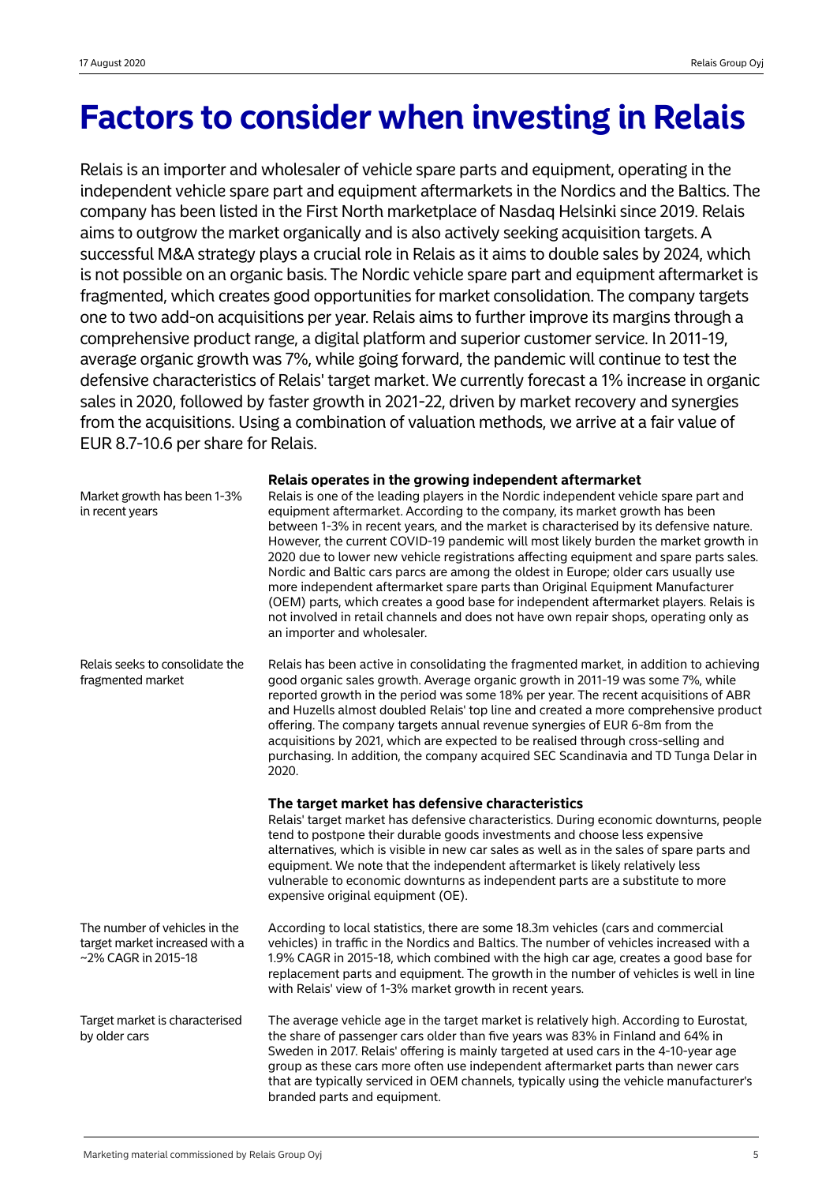# Factors to consider when investing in Relais

Relais is an importer and wholesaler of vehicle spare parts and equipment, operating in the independent vehicle spare part and equipment aftermarkets in the Nordics and the Baltics. The company has been listed in the First North marketplace of Nasdaq Helsinki since 2019. Relais aims to outgrow the market organically and is also actively seeking acquisition targets. A successful M&A strategy plays a crucial role in Relais as it aims to double sales by 2024, which is not possible on an organic basis. The Nordic vehicle spare part and equipment aftermarket is fragmented, which creates good opportunities for market consolidation. The company targets one to two add-on acquisitions per year. Relais aims to further improve its margins through a comprehensive product range, a digital platform and superior customer service. In 2011-19, average organic growth was 7%, while going forward, the pandemic will continue to test the defensive characteristics of Relais' target market. We currently forecast a 1% increase in organic sales in 2020, followed by faster growth in 2021-22, driven by market recovery and synergies from the acquisitions. Using a combination of valuation methods, we arrive at a fair value of EUR 8.7-10.6 per share for Relais.

### Relais operates in the growing independent aftermarket

*Market growth has been 1-3% in recent years*

Relais is one of the leading players in the Nordic independent vehicle spare part and equipment aftermarket. According to the company, its market growth has been between 1-3% in recent years, and the market is characterised by its defensive nature. However, the current COVID-19 pandemic will most likely burden the market growth in 2020 due to lower new vehicle registrations affecting equipment and spare parts sales. Nordic and Baltic cars parcs are among the oldest in Europe; older cars usually use more independent aftermarket spare parts than Original Equipment Manufacturer (OEM) parts, which creates a good base for independent aftermarket players. Relais is not involved in retail channels and does not have own repair shops, operating only as an importer and wholesaler.

*Relais seeks to consolidate the fragmented market*

Relais has been active in consolidating the fragmented market, in addition to achieving good organic sales growth. Average organic growth in 2011-19 was some 7%, while reported growth in the period was some 18% per year. The recent acquisitions of ABR and Huzells almost doubled Relais' top line and created a more comprehensive product offering. The company targets annual revenue synergies of EUR 6-8m from the acquisitions by 2021, which are expected to be realised through cross-selling and purchasing. In addition, the company acquired SEC Scandinavia and TD Tunga Delar in 2020.

### The target market has defensive characteristics

Relais' target market has defensive characteristics. During economic downturns, people tend to postpone their durable goods investments and choose less expensive alternatives, which is visible in new car sales as well as in the sales of spare parts and equipment. We note that the independent aftermarket is likely relatively less vulnerable to economic downturns as independent parts are a substitute to more expensive original equipment (OE).

*The number of vehicles in the target market increased with a ~2% CAGR in 2015-18*

According to local statistics, there are some 18.3m vehicles (cars and commercial vehicles) in traffic in the Nordics and Baltics. The number of vehicles increased with a 1.9% CAGR in 2015-18, which combined with the high car age, creates a good base for replacement parts and equipment. The growth in the number of vehicles is well in line with Relais' view of 1-3% market growth in recent years.

*Target market is characterised by older cars*

The average vehicle age in the target market is relatively high. According to Eurostat, the share of passenger cars older than five years was 83% in Finland and 64% in Sweden in 2017. Relais' offering is mainly targeted at used cars in the 4-10-year age group as these cars more often use independent aftermarket parts than newer cars that are typically serviced in OEM channels, typically using the vehicle manufacturer's branded parts and equipment.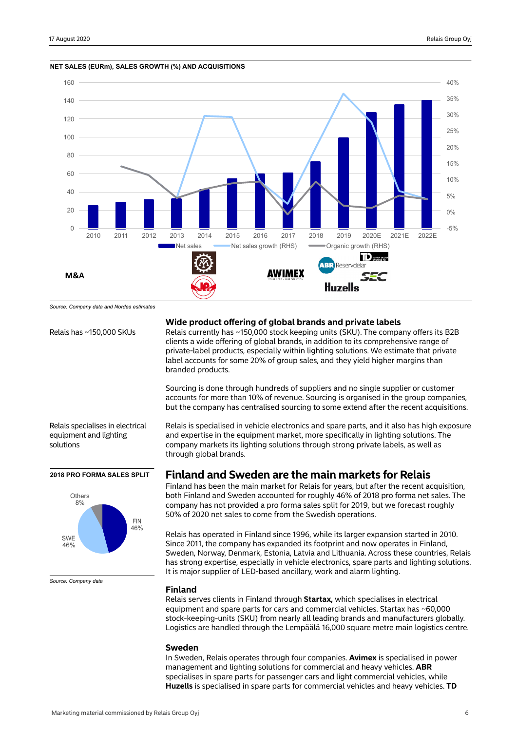**NET SALES (EURm), SALES GROWTH (%) AND ACQUISITIONS**

*Source: Company data and Nordea estimates*

## Wide product offering of global brands and private labels

Relais has ~150,000 SKUs

Relais currently has ~150,000 stock keeping units (SKU). The company offers its B2B clients a wide offering of global brands, in addition to its comprehensive range of private-label products, especially within lighting solutions. We estimate that private label accounts for some 20% of group sales, and they yield higher margins than branded products.

Sourcing is done through hundreds of suppliers and no single supplier or customer accounts for more than 10% of revenue. Sourcing is organised in the group companies, but the company has centralised sourcing to some extend after the recent acquisitions.

Relais specialises in electrical equipment and lighting solutions

Relais is specialised in vehicle electronics and spare parts, and it also has high exposure and expertise in the equipment market, more specifically in lighting solutions. The company markets its lighting solutions through strong private labels, as well as through global brands.

**2018 PRO FORMA SALES SPLIT**

*Source: Company data*

## Finland and Sweden are the main markets for Relais

Finland has been the main market for Relais for years, but after the recent acquisition, both Finland and Sweden accounted for roughly 46% of 2018 pro forma net sales. The company has not provided a pro forma sales split for 2019, but we forecast roughly 50% of 2020 net sales to come from the Swedish operations.

Relais has operated in Finland since 1996, while its larger expansion started in 2010. Since 2011, the company has expanded its footprint and now operates in Finland, Sweden, Norway, Denmark, Estonia, Latvia and Lithuania. Across these countries, Relais has strong expertise, especially in vehicle electronics, spare parts and lighting solutions. It is major supplier of LED-based ancillary, work and alarm lighting.

### Finland

Relais serves clients in Finland through **Startax,** which specialises in electrical equipment and spare parts for cars and commercial vehicles. Startax has ~60,000 stock-keeping-units (SKU) from nearly all leading brands and manufacturers globally. Logistics are handled through the Lempäälä 16,000 square metre main logistics centre.

### Sweden

In Sweden, Relais operates through four companies. **Avimex** is specialised in power management and lighting solutions for commercial and heavy vehicles. **ABR** specialises in spare parts for passenger cars and light commercial vehicles, while **Huzells** is specialised in spare parts for commercial vehicles and heavy vehicles. **TD**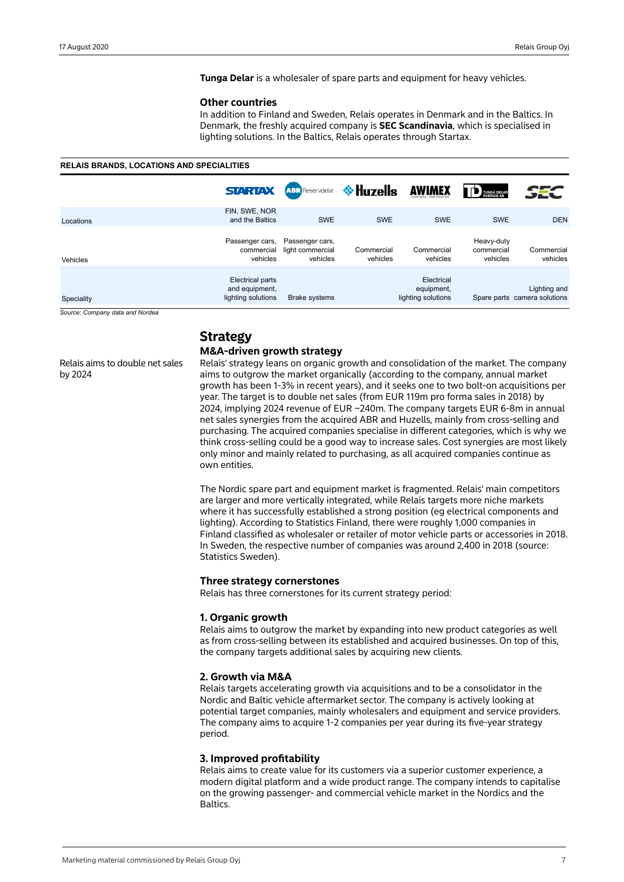**Tunga Delar** is a wholesaler of spare parts and equipment for heavy vehicles.

### Other countries

In addition to Finland and Sweden, Relais operates in Denmark and in the Baltics. In Denmark, the freshly acquired company is **SEC Scandinavia**, which is specialised in lighting solutions. In the Baltics, Relais operates through Startax.

**RELAIS BRANDS, LOCATIONS AND SPECIALITIES**

| | STARTAX | ABR Reservdelar | Huzells | AWIMEX | TUNGA DELAR SVERIGE AB | SEC |
|---|---|---|---|---|---|---|
| Locations | FIN, SWE, NOR and the Baltics | SWE | SWE | SWE | SWE | DEN |
| Vehicles | Passenger cars, commercial vehicles | Passenger cars, light commercial vehicles | Commercial vehicles | Commercial vehicles | Heavy-duty commercial vehicles | Commercial vehicles |
| Speciality | Electrical parts and equipment, lighting solutions | Brake systems | | Electrical equipment, lighting solutions | Spare parts | Lighting and camera solutions |

*Source: Company data and Nordea*

## Strategy

### M&A-driven growth strategy

Relais aims to double net sales by 2024

Relais' strategy leans on organic growth and consolidation of the market. The company aims to outgrow the market organically (according to the company, annual market growth has been 1-3% in recent years), and it seeks one to two bolt-on acquisitions per year. The target is to double net sales (from EUR 119m pro forma sales in 2018) by 2024, implying 2024 revenue of EUR ~240m. The company targets EUR 6-8m in annual net sales synergies from the acquired ABR and Huzells, mainly from cross-selling and purchasing. The acquired companies specialise in different categories, which is why we think cross-selling could be a good way to increase sales. Cost synergies are most likely only minor and mainly related to purchasing, as all acquired companies continue as own entities.

The Nordic spare part and equipment market is fragmented. Relais' main competitors are larger and more vertically integrated, while Relais targets more niche markets where it has successfully established a strong position (eg electrical components and lighting). According to Statistics Finland, there were roughly 1,000 companies in Finland classified as wholesaler or retailer of motor vehicle parts or accessories in 2018. In Sweden, the respective number of companies was around 2,400 in 2018 (source: Statistics Sweden).

### Three strategy cornerstones

Relais has three cornerstones for its current strategy period:

### 1. Organic growth

Relais aims to outgrow the market by expanding into new product categories as well as from cross-selling between its established and acquired businesses. On top of this, the company targets additional sales by acquiring new clients.

### 2. Growth via M&A

Relais targets accelerating growth via acquisitions and to be a consolidator in the Nordic and Baltic vehicle aftermarket sector. The company is actively looking at potential target companies, mainly wholesalers and equipment and service providers. The company aims to acquire 1-2 companies per year during its five-year strategy period.

### 3. Improved profitability

Relais aims to create value for its customers via a superior customer experience, a modern digital platform and a wide product range. The company intends to capitalise on the growing passenger- and commercial vehicle market in the Nordics and the Baltics.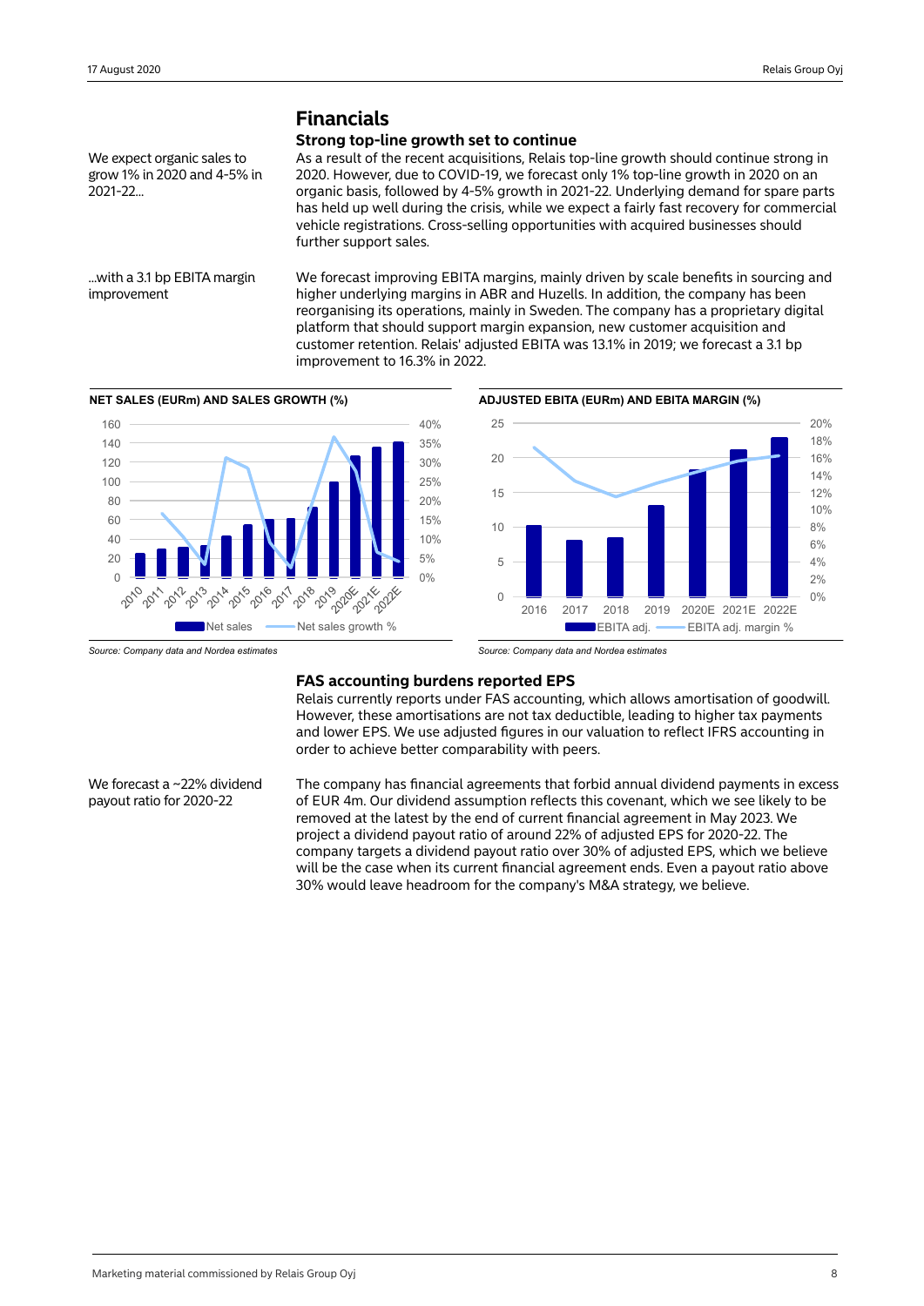# Financials

## Strong top-line growth set to continue

We expect organic sales to grow 1% in 2020 and 4-5% in 2021-22...

As a result of the recent acquisitions, Relais top-line growth should continue strong in 2020. However, due to COVID-19, we forecast only 1% top-line growth in 2020 on an organic basis, followed by 4-5% growth in 2021-22. Underlying demand for spare parts has held up well during the crisis, while we expect a fairly fast recovery for commercial vehicle registrations. Cross-selling opportunities with acquired businesses should further support sales.

...with a 3.1 bp EBITA margin improvement

We forecast improving EBITA margins, mainly driven by scale benefits in sourcing and higher underlying margins in ABR and Huzells. In addition, the company has been reorganising its operations, mainly in Sweden. The company has a proprietary digital platform that should support margin expansion, new customer acquisition and customer retention. Relais' adjusted EBITA was 13.1% in 2019; we forecast a 3.1 bp improvement to 16.3% in 2022.

**NET SALES (EURm) AND SALES GROWTH (%)**

*Source: Company data and Nordea estimates*

**ADJUSTED EBITA (EURm) AND EBITA MARGIN (%)**

*Source: Company data and Nordea estimates*

## FAS accounting burdens reported EPS

Relais currently reports under FAS accounting, which allows amortisation of goodwill. However, these amortisations are not tax deductible, leading to higher tax payments and lower EPS. We use adjusted figures in our valuation to reflect IFRS accounting in order to achieve better comparability with peers.

We forecast a ~22% dividend payout ratio for 2020-22

The company has financial agreements that forbid annual dividend payments in excess of EUR 4m. Our dividend assumption reflects this covenant, which we see likely to be removed at the latest by the end of current financial agreement in May 2023. We project a dividend payout ratio of around 22% of adjusted EPS for 2020-22. The company targets a dividend payout ratio over 30% of adjusted EPS, which we believe will be the case when its current financial agreement ends. Even a payout ratio above 30% would leave headroom for the company's M&A strategy, we believe.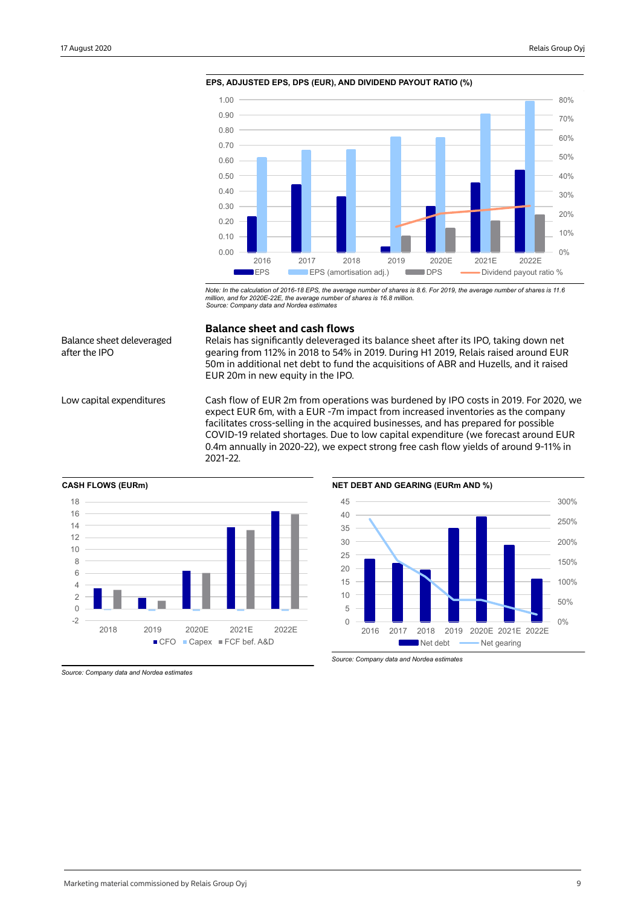**EPS, ADJUSTED EPS, DPS (EUR), AND DIVIDEND PAYOUT RATIO (%)**

*Note: In the calculation of 2016-18 EPS, the average number of shares is 8.6. For 2019, the average number of shares is 11.6 million, and for 2020E-22E, the average number of shares is 16.8 million.*
*Source: Company data and Nordea estimates*

## Balance sheet and cash flows

Balance sheet deleveraged after the IPO

Relais has significantly deleveraged its balance sheet after its IPO, taking down net gearing from 112% in 2018 to 54% in 2019. During H1 2019, Relais raised around EUR 50m in additional net debt to fund the acquisitions of ABR and Huzells, and it raised EUR 20m in new equity in the IPO.

Low capital expenditures

Cash flow of EUR 2m from operations was burdened by IPO costs in 2019. For 2020, we expect EUR 6m, with a EUR -7m impact from increased inventories as the company facilitates cross-selling in the acquired businesses, and has prepared for possible COVID-19 related shortages. Due to low capital expenditure (we forecast around EUR 0.4m annually in 2020-22), we expect strong free cash flow yields of around 9-11% in 2021-22.

**CASH FLOWS (EURm)**

*Source: Company data and Nordea estimates*

**NET DEBT AND GEARING (EURm AND %)**

*Source: Company data and Nordea estimates*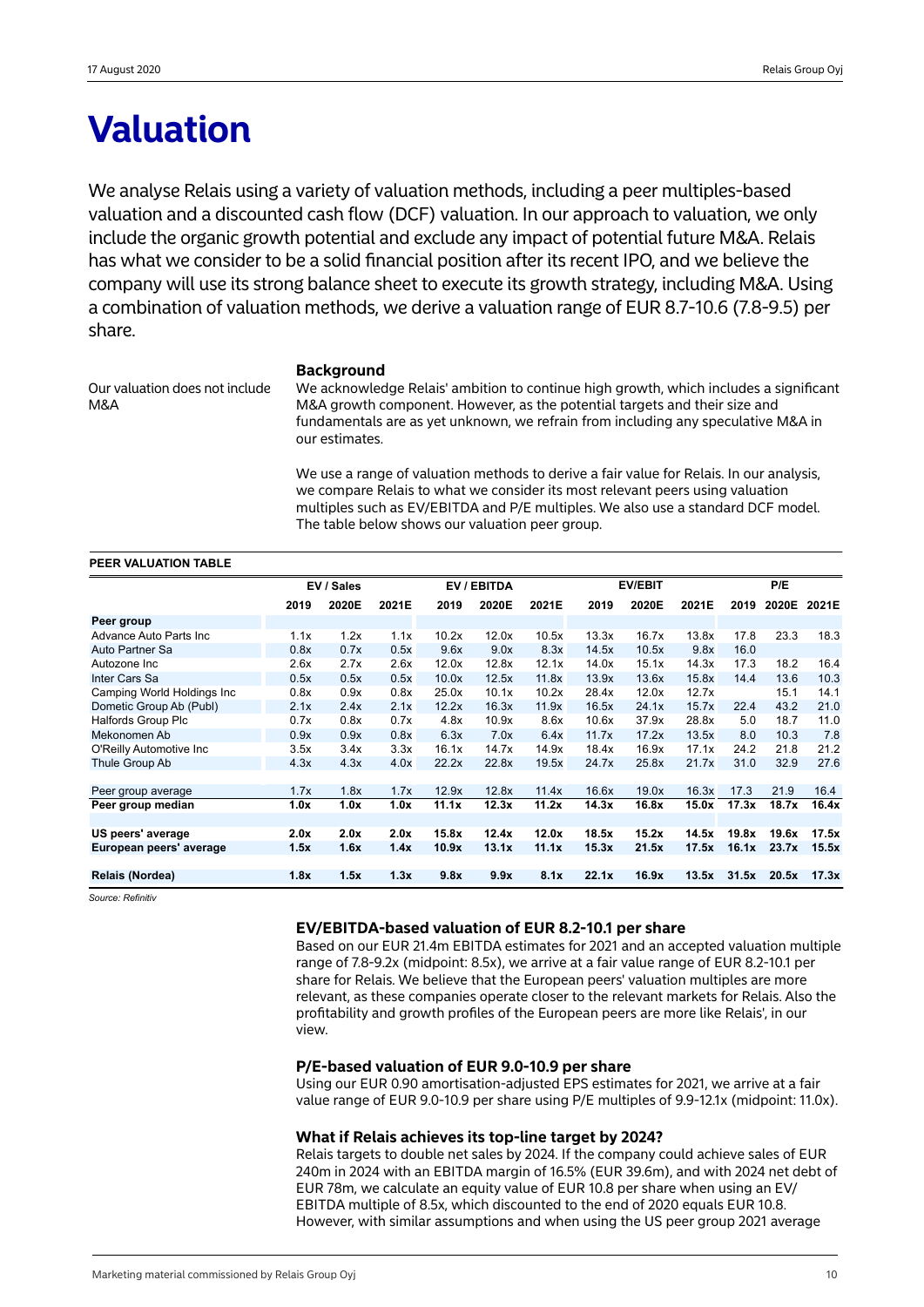# Valuation

We analyse Relais using a variety of valuation methods, including a peer multiples-based valuation and a discounted cash flow (DCF) valuation. In our approach to valuation, we only include the organic growth potential and exclude any impact of potential future M&A. Relais has what we consider to be a solid financial position after its recent IPO, and we believe the company will use its strong balance sheet to execute its growth strategy, including M&A. Using a combination of valuation methods, we derive a valuation range of EUR 8.7-10.6 (7.8-9.5) per share.

### Background

Our valuation does not include M&A

We acknowledge Relais' ambition to continue high growth, which includes a significant M&A growth component. However, as the potential targets and their size and fundamentals are as yet unknown, we refrain from including any speculative M&A in our estimates.

We use a range of valuation methods to derive a fair value for Relais. In our analysis, we compare Relais to what we consider its most relevant peers using valuation multiples such as EV/EBITDA and P/E multiples. We also use a standard DCF model. The table below shows our valuation peer group.

**PEER VALUATION TABLE**

| | EV / Sales | | | EV / EBITDA | | | EV/EBIT | | | P/E | | |
|---|---|---|---|---|---|---|---|---|---|---|---|---|
| | 2019 | 2020E | 2021E | 2019 | 2020E | 2021E | 2019 | 2020E | 2021E | 2019 | 2020E | 2021E |
| **Peer group** | | | | | | | | | | | | |
| Advance Auto Parts Inc | 1.1x | 1.2x | 1.1x | 10.2x | 12.0x | 10.5x | 13.3x | 16.7x | 13.8x | 17.8 | 23.3 | 18.3 |
| Auto Partner Sa | 0.8x | 0.7x | 0.5x | 9.6x | 9.0x | 8.3x | 14.5x | 10.5x | 9.8x | 16.0 | | |
| Autozone Inc | 2.6x | 2.7x | 2.6x | 12.0x | 12.8x | 12.1x | 14.0x | 15.1x | 14.3x | 17.3 | 18.2 | 16.4 |
| Inter Cars Sa | 0.5x | 0.5x | 0.5x | 10.0x | 12.5x | 11.8x | 13.9x | 13.6x | 15.8x | 14.4 | 13.6 | 10.3 |
| Camping World Holdings Inc | 0.8x | 0.9x | 0.8x | 25.0x | 10.1x | 10.2x | 28.4x | 12.0x | 12.7x | | 15.1 | 14.1 |
| Dometic Group Ab (Publ) | 2.1x | 2.4x | 2.1x | 12.2x | 16.3x | 11.9x | 16.5x | 24.1x | 15.7x | 22.4 | 43.2 | 21.0 |
| Halfords Group Plc | 0.7x | 0.8x | 0.7x | 4.8x | 10.9x | 8.6x | 10.6x | 37.9x | 28.8x | 5.0 | 18.7 | 11.0 |
| Mekonomen Ab | 0.9x | 0.9x | 0.8x | 6.3x | 7.0x | 6.4x | 11.7x | 17.2x | 13.5x | 8.0 | 10.3 | 7.8 |
| O'Reilly Automotive Inc | 3.5x | 3.4x | 3.3x | 16.1x | 14.7x | 14.9x | 18.4x | 16.9x | 17.1x | 24.2 | 21.8 | 21.2 |
| Thule Group Ab | 4.3x | 4.3x | 4.0x | 22.2x | 22.8x | 19.5x | 24.7x | 25.8x | 21.7x | 31.0 | 32.9 | 27.6 |
| | | | | | | | | | | | | |
| Peer group average | 1.7x | 1.8x | 1.7x | 12.9x | 12.8x | 11.4x | 16.6x | 19.0x | 16.3x | 17.3 | 21.9 | 16.4 |
| **Peer group median** | **1.0x** | **1.0x** | **1.0x** | **11.1x** | **12.3x** | **11.2x** | **14.3x** | **16.8x** | **15.0x** | **17.3x** | **18.7x** | **16.4x** |
| | | | | | | | | | | | | |
| **US peers' average** | **2.0x** | **2.0x** | **2.0x** | **15.8x** | **12.4x** | **12.0x** | **18.5x** | **15.2x** | **14.5x** | **19.8x** | **19.6x** | **17.5x** |
| **European peers' average** | **1.5x** | **1.6x** | **1.4x** | **10.9x** | **13.1x** | **11.1x** | **15.3x** | **21.5x** | **17.5x** | **16.1x** | **23.7x** | **15.5x** |
| | | | | | | | | | | | | |
| **Relais (Nordea)** | **1.8x** | **1.5x** | **1.3x** | **9.8x** | **9.9x** | **8.1x** | **22.1x** | **16.9x** | **13.5x** | **31.5x** | **20.5x** | **17.3x** |

*Source: Refinitiv*

### EV/EBITDA-based valuation of EUR 8.2-10.1 per share

Based on our EUR 21.4m EBITDA estimates for 2021 and an accepted valuation multiple range of 7.8-9.2x (midpoint: 8.5x), we arrive at a fair value range of EUR 8.2-10.1 per share for Relais. We believe that the European peers' valuation multiples are more relevant, as these companies operate closer to the relevant markets for Relais. Also the profitability and growth profiles of the European peers are more like Relais', in our view.

### P/E-based valuation of EUR 9.0-10.9 per share

Using our EUR 0.90 amortisation-adjusted EPS estimates for 2021, we arrive at a fair value range of EUR 9.0-10.9 per share using P/E multiples of 9.9-12.1x (midpoint: 11.0x).

### What if Relais achieves its top-line target by 2024?

Relais targets to double net sales by 2024. If the company could achieve sales of EUR 240m in 2024 with an EBITDA margin of 16.5% (EUR 39.6m), and with 2024 net debt of EUR 78m, we calculate an equity value of EUR 10.8 per share when using an EV/EBITDA multiple of 8.5x, which discounted to the end of 2020 equals EUR 10.8. However, with similar assumptions and when using the US peer group 2021 average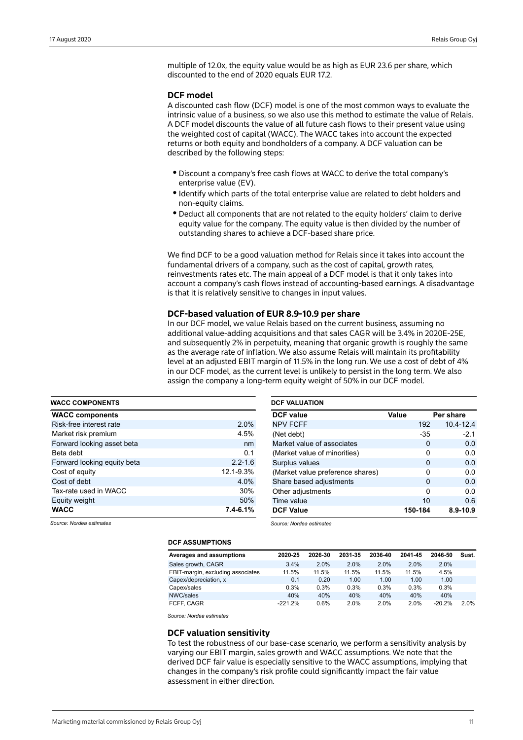multiple of 12.0x, the equity value would be as high as EUR 23.6 per share, which discounted to the end of 2020 equals EUR 17.2.

### DCF model

A discounted cash flow (DCF) model is one of the most common ways to evaluate the intrinsic value of a business, so we also use this method to estimate the value of Relais. A DCF model discounts the value of all future cash flows to their present value using the weighted cost of capital (WACC). The WACC takes into account the expected returns or both equity and bondholders of a company. A DCF valuation can be described by the following steps:

- Discount a company's free cash flows at WACC to derive the total company's enterprise value (EV).
- Identify which parts of the total enterprise value are related to debt holders and non-equity claims.
- Deduct all components that are not related to the equity holders' claim to derive equity value for the company. The equity value is then divided by the number of outstanding shares to achieve a DCF-based share price.

We find DCF to be a good valuation method for Relais since it takes into account the fundamental drivers of a company, such as the cost of capital, growth rates, reinvestments rates etc. The main appeal of a DCF model is that it only takes into account a company's cash flows instead of accounting-based earnings. A disadvantage is that it is relatively sensitive to changes in input values.

### DCF-based valuation of EUR 8.9-10.9 per share

In our DCF model, we value Relais based on the current business, assuming no additional value-adding acquisitions and that sales CAGR will be 3.4% in 2020E-25E, and subsequently 2% in perpetuity, meaning that organic growth is roughly the same as the average rate of inflation. We also assume Relais will maintain its profitability level at an adjusted EBIT margin of 11.5% in the long run. We use a cost of debt of 4% in our DCF model, as the current level is unlikely to persist in the long term. We also assign the company a long-term equity weight of 50% in our DCF model.

**WACC COMPONENTS**

| WACC components | |
|---|---|
| Risk-free interest rate | 2.0% |
| Market risk premium | 4.5% |
| Forward looking asset beta | nm |
| Beta debt | 0.1 |
| Forward looking equity beta | 2.2-1.6 |
| Cost of equity | 12.1-9.3% |
| Cost of debt | 4.0% |
| Tax-rate used in WACC | 30% |
| Equity weight | 50% |
| **WACC** | **7.4-6.1%** |

*Source: Nordea estimates*

**DCF VALUATION**

| DCF value | Value | Per share |
|---|---|---|
| NPV FCFF | 192 | 10.4-12.4 |
| (Net debt) | -35 | -2.1 |
| Market value of associates | 0 | 0.0 |
| (Market value of minorities) | 0 | 0.0 |
| Surplus values | 0 | 0.0 |
| (Market value preference shares) | 0 | 0.0 |
| Share based adjustments | 0 | 0.0 |
| Other adjustments | 0 | 0.0 |
| Time value | 10 | 0.6 |
| **DCF Value** | **150-184** | **8.9-10.9** |

*Source: Nordea estimates*

**DCF ASSUMPTIONS**

| Averages and assumptions | 2020-25 | 2026-30 | 2031-35 | 2036-40 | 2041-45 | 2046-50 | Sust. |
|---|---|---|---|---|---|---|---|
| Sales growth, CAGR | 3.4% | 2.0% | 2.0% | 2.0% | 2.0% | 2.0% | |
| EBIT-margin, excluding associates | 11.5% | 11.5% | 11.5% | 11.5% | 11.5% | 4.5% | |
| Capex/depreciation, x | 0.1 | 0.20 | 1.00 | 1.00 | 1.00 | 1.00 | |
| Capex/sales | 0.3% | 0.3% | 0.3% | 0.3% | 0.3% | 0.3% | |
| NWC/sales | 40% | 40% | 40% | 40% | 40% | 40% | |
| FCFF, CAGR | -221.2% | 0.6% | 2.0% | 2.0% | 2.0% | -20.2% | 2.0% |

*Source: Nordea estimates*

### DCF valuation sensitivity

To test the robustness of our base-case scenario, we perform a sensitivity analysis by varying our EBIT margin, sales growth and WACC assumptions. We note that the derived DCF fair value is especially sensitive to the WACC assumptions, implying that changes in the company's risk profile could significantly impact the fair value assessment in either direction.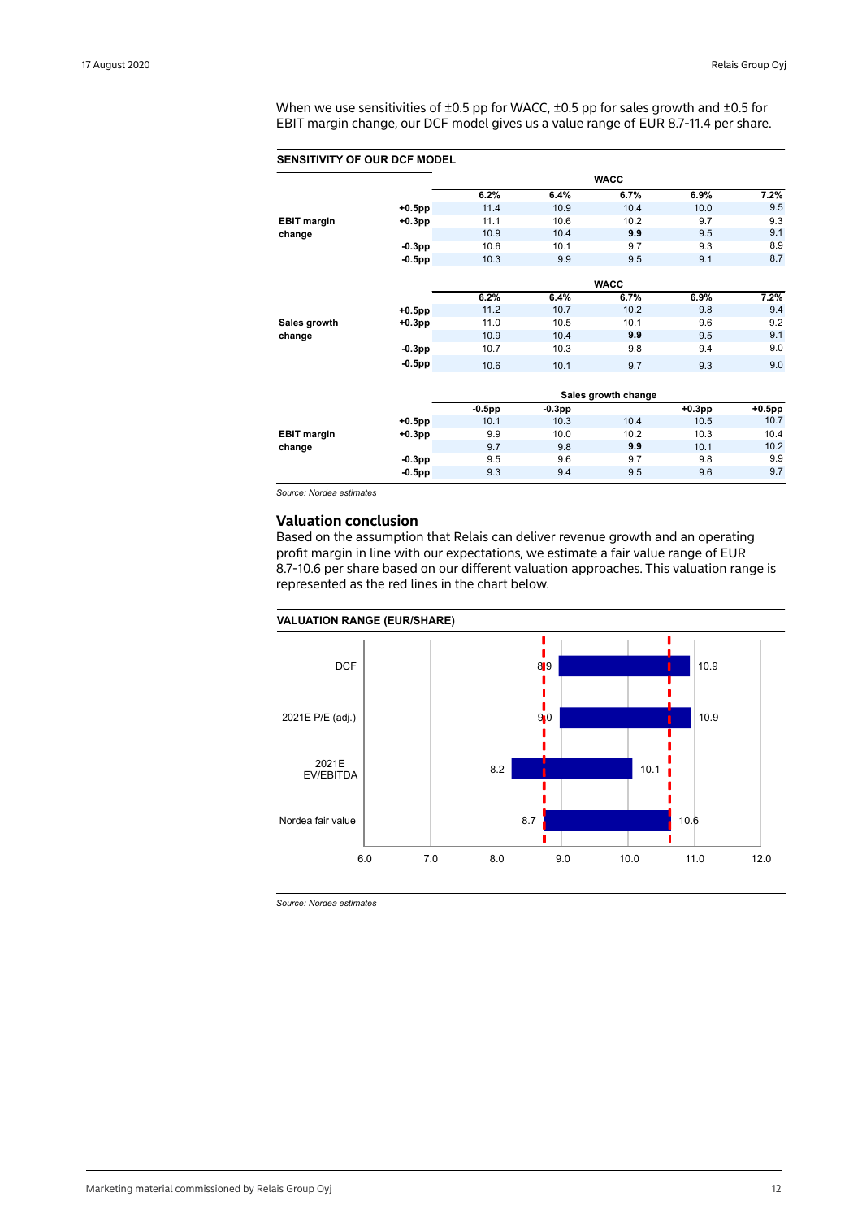When we use sensitivities of ±0.5 pp for WACC, ±0.5 pp for sales growth and ±0.5 for EBIT margin change, our DCF model gives us a value range of EUR 8.7-11.4 per share.

**SENSITIVITY OF OUR DCF MODEL**

| | | WACC | | | | |
|---|---|---|---|---|---|---|
| | | 6.2% | 6.4% | 6.7% | 6.9% | 7.2% |
| **EBIT margin change** | **+0.5pp** | 11.4 | 10.9 | 10.4 | 10.0 | 9.5 |
| | **+0.3pp** | 11.1 | 10.6 | 10.2 | 9.7 | 9.3 |
| | | 10.9 | 10.4 | **9.9** | 9.5 | 9.1 |
| | **-0.3pp** | 10.6 | 10.1 | 9.7 | 9.3 | 8.9 |
| | **-0.5pp** | 10.3 | 9.9 | 9.5 | 9.1 | 8.7 |

| | | WACC | | | | |
|---|---|---|---|---|---|---|
| | | 6.2% | 6.4% | 6.7% | 6.9% | 7.2% |
| **Sales growth change** | **+0.5pp** | 11.2 | 10.7 | 10.2 | 9.8 | 9.4 |
| | **+0.3pp** | 11.0 | 10.5 | 10.1 | 9.6 | 9.2 |
| | | 10.9 | 10.4 | **9.9** | 9.5 | 9.1 |
| | **-0.3pp** | 10.7 | 10.3 | 9.8 | 9.4 | 9.0 |
| | **-0.5pp** | 10.6 | 10.1 | 9.7 | 9.3 | 9.0 |

| | | Sales growth change | | | | |
|---|---|---|---|---|---|---|
| | | -0.5pp | -0.3pp | | +0.3pp | +0.5pp |
| **EBIT margin change** | **+0.5pp** | 10.1 | 10.3 | 10.4 | 10.5 | 10.7 |
| | **+0.3pp** | 9.9 | 10.0 | 10.2 | 10.3 | 10.4 |
| | | 9.7 | 9.8 | **9.9** | 10.1 | 10.2 |
| | **-0.3pp** | 9.5 | 9.6 | 9.7 | 9.8 | 9.9 |
| | **-0.5pp** | 9.3 | 9.4 | 9.5 | 9.6 | 9.7 |

*Source: Nordea estimates*

## Valuation conclusion

Based on the assumption that Relais can deliver revenue growth and an operating profit margin in line with our expectations, we estimate a fair value range of EUR 8.7-10.6 per share based on our different valuation approaches. This valuation range is represented as the red lines in the chart below.

**VALUATION RANGE (EUR/SHARE)**

| | Low | High |
|---|---|---|
| DCF | 8.9 | 10.9 |
| 2021E P/E (adj.) | 9.0 | 10.9 |
| 2021E EV/EBITDA | 8.2 | 10.1 |
| Nordea fair value | 8.7 | 10.6 |

*Source: Nordea estimates*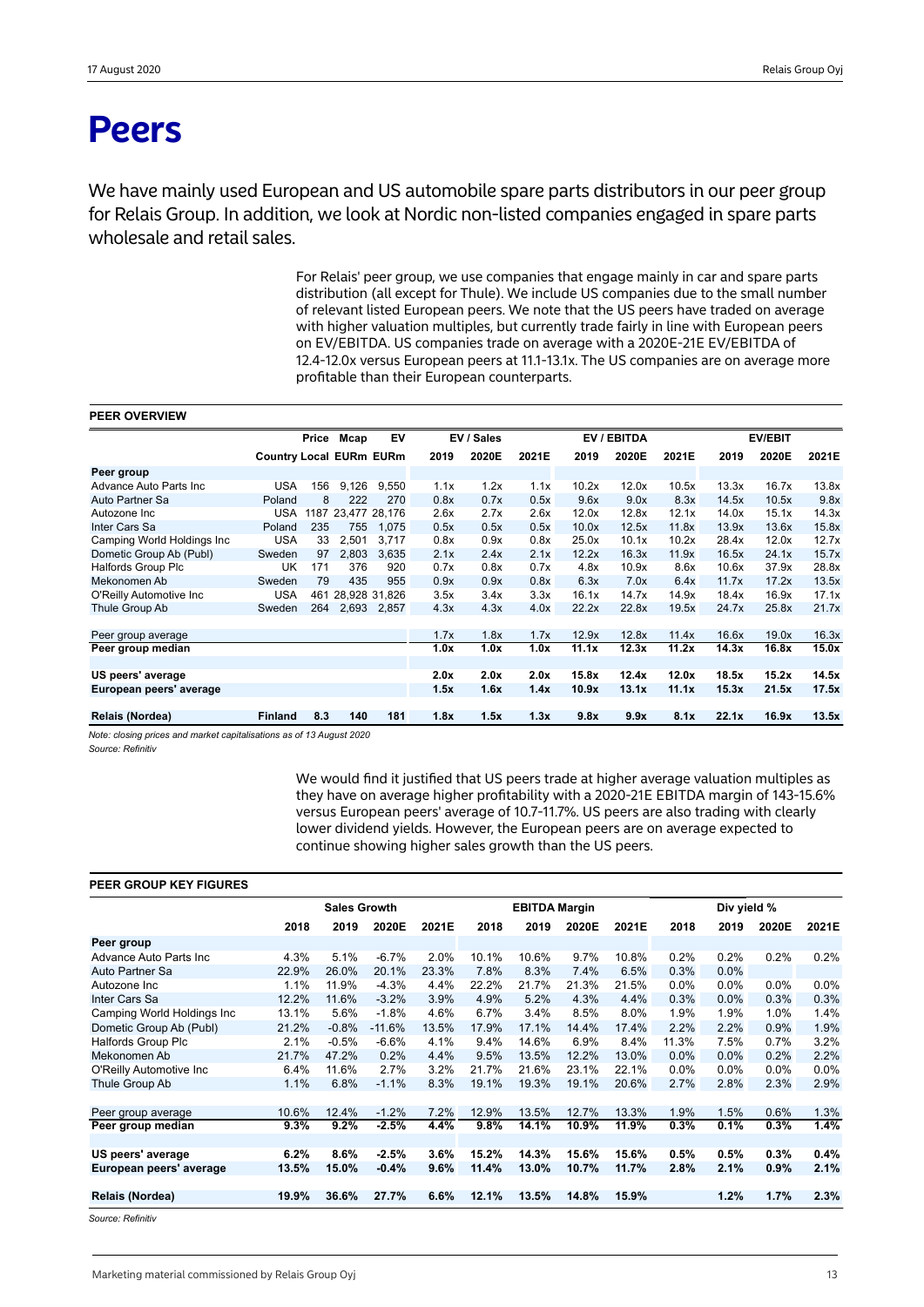# Peers

We have mainly used European and US automobile spare parts distributors in our peer group for Relais Group. In addition, we look at Nordic non-listed companies engaged in spare parts wholesale and retail sales.

For Relais' peer group, we use companies that engage mainly in car and spare parts distribution (all except for Thule). We include US companies due to the small number of relevant listed European peers. We note that the US peers have traded on average with higher valuation multiples, but currently trade fairly in line with European peers on EV/EBITDA. US companies trade on average with a 2020E-21E EV/EBITDA of 12.4-12.0x versus European peers at 11.1-13.1x. The US companies are on average more profitable than their European counterparts.

**PEER OVERVIEW**

| | Country | Price Local | Mcap EURm | EV EURm | EV / Sales 2019 | EV / Sales 2020E | EV / Sales 2021E | EV / EBITDA 2019 | EV / EBITDA 2020E | EV / EBITDA 2021E | EV/EBIT 2019 | EV/EBIT 2020E | EV/EBIT 2021E |
|---|---|---|---|---|---|---|---|---|---|---|---|---|---|
| **Peer group** | | | | | | | | | | | | | |
| Advance Auto Parts Inc | USA | 156 | 9,126 | 9,550 | 1.1x | 1.2x | 1.1x | 10.2x | 12.0x | 10.5x | 13.3x | 16.7x | 13.8x |
| Auto Partner Sa | Poland | 8 | 222 | 270 | 0.8x | 0.7x | 0.5x | 9.6x | 9.0x | 8.3x | 14.5x | 10.5x | 9.8x |
| Autozone Inc | USA | 1187 | 23,477 | 28,176 | 2.6x | 2.7x | 2.6x | 12.0x | 12.8x | 12.1x | 14.0x | 15.1x | 14.3x |
| Inter Cars Sa | Poland | 235 | 755 | 1,075 | 0.5x | 0.5x | 0.5x | 10.0x | 12.5x | 11.8x | 13.9x | 13.6x | 15.8x |
| Camping World Holdings Inc | USA | 33 | 2,501 | 3,717 | 0.8x | 0.9x | 0.8x | 25.0x | 10.1x | 10.2x | 28.4x | 12.0x | 12.7x |
| Dometic Group Ab (Publ) | Sweden | 97 | 2,803 | 3,635 | 2.1x | 2.4x | 2.1x | 12.2x | 16.3x | 11.9x | 16.5x | 24.1x | 15.7x |
| Halfords Group Plc | UK | 171 | 376 | 920 | 0.7x | 0.8x | 0.7x | 4.8x | 10.9x | 8.6x | 10.6x | 37.9x | 28.8x |
| Mekonomen Ab | Sweden | 79 | 435 | 955 | 0.9x | 0.9x | 0.8x | 6.3x | 7.0x | 6.4x | 11.7x | 17.2x | 13.5x |
| O'Reilly Automotive Inc | USA | 461 | 28,928 | 31,826 | 3.5x | 3.4x | 3.3x | 16.1x | 14.7x | 14.9x | 18.4x | 16.9x | 17.1x |
| Thule Group Ab | Sweden | 264 | 2,693 | 2,857 | 4.3x | 4.3x | 4.0x | 22.2x | 22.8x | 19.5x | 24.7x | 25.8x | 21.7x |
| | | | | | | | | | | | | | |
| Peer group average | | | | | 1.7x | 1.8x | 1.7x | 12.9x | 12.8x | 11.4x | 16.6x | 19.0x | 16.3x |
| **Peer group median** | | | | | **1.0x** | **1.0x** | **1.0x** | **11.1x** | **12.3x** | **11.2x** | **14.3x** | **16.8x** | **15.0x** |
| | | | | | | | | | | | | | |
| **US peers' average** | | | | | **2.0x** | **2.0x** | **2.0x** | **15.8x** | **12.4x** | **12.0x** | **18.5x** | **15.2x** | **14.5x** |
| **European peers' average** | | | | | **1.5x** | **1.6x** | **1.4x** | **10.9x** | **13.1x** | **11.1x** | **15.3x** | **21.5x** | **17.5x** |
| | | | | | | | | | | | | | |
| **Relais (Nordea)** | **Finland** | **8.3** | **140** | **181** | **1.8x** | **1.5x** | **1.3x** | **9.8x** | **9.9x** | **8.1x** | **22.1x** | **16.9x** | **13.5x** |

*Note: closing prices and market capitalisations as of 13 August 2020*

*Source: Refinitiv*

We would find it justified that US peers trade at higher average valuation multiples as they have on average higher profitability with a 2020-21E EBITDA margin of 143-15.6% versus European peers' average of 10.7-11.7%. US peers are also trading with clearly lower dividend yields. However, the European peers are on average expected to continue showing higher sales growth than the US peers.

**PEER GROUP KEY FIGURES**

| | Sales Growth 2018 | Sales Growth 2019 | Sales Growth 2020E | Sales Growth 2021E | EBITDA Margin 2018 | EBITDA Margin 2019 | EBITDA Margin 2020E | EBITDA Margin 2021E | Div yield % 2018 | Div yield % 2019 | Div yield % 2020E | Div yield % 2021E |
|---|---|---|---|---|---|---|---|---|---|---|---|---|
| **Peer group** | | | | | | | | | | | | |
| Advance Auto Parts Inc | 4.3% | 5.1% | -6.7% | 2.0% | 10.1% | 10.6% | 9.7% | 10.8% | 0.2% | 0.2% | 0.2% | 0.2% |
| Auto Partner Sa | 22.9% | 26.0% | 20.1% | 23.3% | 7.8% | 8.3% | 7.4% | 6.5% | 0.3% | 0.0% | | |
| Autozone Inc | 1.1% | 11.9% | -4.3% | 4.4% | 22.2% | 21.7% | 21.3% | 21.5% | 0.0% | 0.0% | 0.0% | 0.0% |
| Inter Cars Sa | 12.2% | 11.6% | -3.2% | 3.9% | 4.9% | 5.2% | 4.3% | 4.4% | 0.3% | 0.0% | 0.3% | 0.3% |
| Camping World Holdings Inc | 13.1% | 5.6% | -1.8% | 4.6% | 6.7% | 3.4% | 8.5% | 8.0% | 1.9% | 1.9% | 1.0% | 1.4% |
| Dometic Group Ab (Publ) | 21.2% | -0.8% | -11.6% | 13.5% | 17.9% | 17.1% | 14.4% | 17.4% | 2.2% | 2.2% | 0.9% | 1.9% |
| Halfords Group Plc | 2.1% | -0.5% | -6.6% | 4.1% | 9.4% | 14.6% | 6.9% | 8.4% | 11.3% | 7.5% | 0.7% | 3.2% |
| Mekonomen Ab | 21.7% | 47.2% | 0.2% | 4.4% | 9.5% | 13.5% | 12.2% | 13.0% | 0.0% | 0.0% | 0.2% | 2.2% |
| O'Reilly Automotive Inc | 6.4% | 11.6% | 2.7% | 3.2% | 21.7% | 21.6% | 23.1% | 22.1% | 0.0% | 0.0% | 0.0% | 0.0% |
| Thule Group Ab | 1.1% | 6.8% | -1.1% | 8.3% | 19.1% | 19.3% | 19.1% | 20.6% | 2.7% | 2.8% | 2.3% | 2.9% |
| | | | | | | | | | | | | |
| Peer group average | 10.6% | 12.4% | -1.2% | 7.2% | 12.9% | 13.5% | 12.7% | 13.3% | 1.9% | 1.5% | 0.6% | 1.3% |
| **Peer group median** | **9.3%** | **9.2%** | **-2.5%** | **4.4%** | **9.8%** | **14.1%** | **10.9%** | **11.9%** | **0.3%** | **0.1%** | **0.3%** | **1.4%** |
| | | | | | | | | | | | | |
| **US peers' average** | **6.2%** | **8.6%** | **-2.5%** | **3.6%** | **15.2%** | **14.3%** | **15.6%** | **15.6%** | **0.5%** | **0.5%** | **0.3%** | **0.4%** |
| **European peers' average** | **13.5%** | **15.0%** | **-0.4%** | **9.6%** | **11.4%** | **13.0%** | **10.7%** | **11.7%** | **2.8%** | **2.1%** | **0.9%** | **2.1%** |
| | | | | | | | | | | | | |
| **Relais (Nordea)** | **19.9%** | **36.6%** | **27.7%** | **6.6%** | **12.1%** | **13.5%** | **14.8%** | **15.9%** | | **1.2%** | **1.7%** | **2.3%** |

*Source: Refinitiv*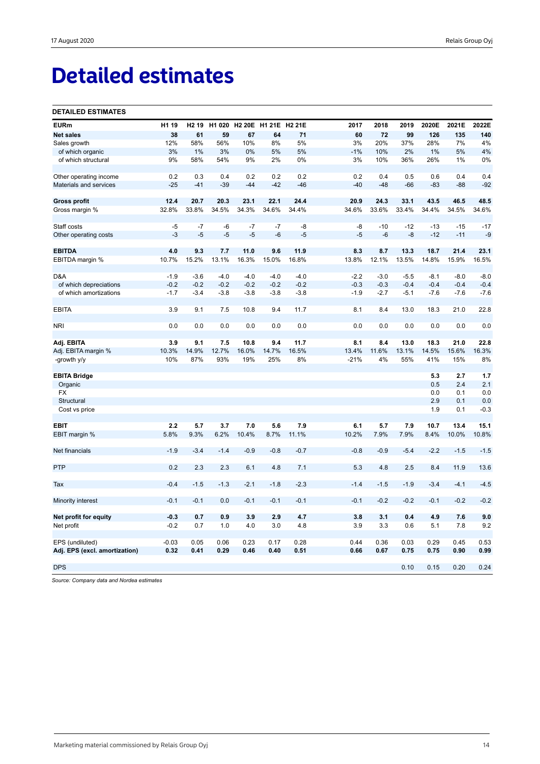# Detailed estimates

**DETAILED ESTIMATES**

| EURm | H1 19 | H2 19 | H1 020 | H2 20E | H1 21E | H2 21E | 2017 | 2018 | 2019 | 2020E | 2021E | 2022E |
|---|---|---|---|---|---|---|---|---|---|---|---|---|
| **Net sales** | **38** | **61** | **59** | **67** | **64** | **71** | **60** | **72** | **99** | **126** | **135** | **140** |
| Sales growth | 12% | 58% | 56% | 10% | 8% | 5% | 3% | 20% | 37% | 28% | 7% | 4% |
| of which organic | 3% | 1% | 3% | 0% | 5% | 5% | -1% | 10% | 2% | 1% | 5% | 4% |
| of which structural | 9% | 58% | 54% | 9% | 2% | 0% | 3% | 10% | 36% | 26% | 1% | 0% |
| | | | | | | | | | | | | |
| Other operating income | 0.2 | 0.3 | 0.4 | 0.2 | 0.2 | 0.2 | 0.2 | 0.4 | 0.5 | 0.6 | 0.4 | 0.4 |
| Materials and services | -25 | -41 | -39 | -44 | -42 | -46 | -40 | -48 | -66 | -83 | -88 | -92 |
| | | | | | | | | | | | | |
| **Gross profit** | **12.4** | **20.7** | **20.3** | **23.1** | **22.1** | **24.4** | **20.9** | **24.3** | **33.1** | **43.5** | **46.5** | **48.5** |
| Gross margin % | 32.8% | 33.8% | 34.5% | 34.3% | 34.6% | 34.4% | 34.6% | 33.6% | 33.4% | 34.4% | 34.5% | 34.6% |
| | | | | | | | | | | | | |
| Staff costs | -5 | -7 | -6 | -7 | -7 | -8 | -8 | -10 | -12 | -13 | -15 | -17 |
| Other operating costs | -3 | -5 | -5 | -5 | -6 | -5 | -5 | -6 | -8 | -12 | -11 | -9 |
| | | | | | | | | | | | | |
| **EBITDA** | **4.0** | **9.3** | **7.7** | **11.0** | **9.6** | **11.9** | **8.3** | **8.7** | **13.3** | **18.7** | **21.4** | **23.1** |
| EBITDA margin % | 10.7% | 15.2% | 13.1% | 16.3% | 15.0% | 16.8% | 13.8% | 12.1% | 13.5% | 14.8% | 15.9% | 16.5% |
| | | | | | | | | | | | | |
| D&A | -1.9 | -3.6 | -4.0 | -4.0 | -4.0 | -4.0 | -2.2 | -3.0 | -5.5 | -8.1 | -8.0 | -8.0 |
| of which depreciations | -0.2 | -0.2 | -0.2 | -0.2 | -0.2 | -0.2 | -0.3 | -0.3 | -0.4 | -0.4 | -0.4 | -0.4 |
| of which amortizations | -1.7 | -3.4 | -3.8 | -3.8 | -3.8 | -3.8 | -1.9 | -2.7 | -5.1 | -7.6 | -7.6 | -7.6 |
| | | | | | | | | | | | | |
| EBITA | 3.9 | 9.1 | 7.5 | 10.8 | 9.4 | 11.7 | 8.1 | 8.4 | 13.0 | 18.3 | 21.0 | 22.8 |
| | | | | | | | | | | | | |
| NRI | 0.0 | 0.0 | 0.0 | 0.0 | 0.0 | 0.0 | 0.0 | 0.0 | 0.0 | 0.0 | 0.0 | 0.0 |
| | | | | | | | | | | | | |
| **Adj. EBITA** | **3.9** | **9.1** | **7.5** | **10.8** | **9.4** | **11.7** | **8.1** | **8.4** | **13.0** | **18.3** | **21.0** | **22.8** |
| Adj. EBITA margin % | 10.3% | 14.9% | 12.7% | 16.0% | 14.7% | 16.5% | 13.4% | 11.6% | 13.1% | 14.5% | 15.6% | 16.3% |
| -growth y/y | 10% | 87% | 93% | 19% | 25% | 8% | -21% | 4% | 55% | 41% | 15% | 8% |
| | | | | | | | | | | | | |
| **EBITA Bridge** | | | | | | | | | | **5.3** | **2.7** | **1.7** |
| Organic | | | | | | | | | | 0.5 | 2.4 | 2.1 |
| FX | | | | | | | | | | 0.0 | 0.1 | 0.0 |
| Structural | | | | | | | | | | 2.9 | 0.1 | 0.0 |
| Cost vs price | | | | | | | | | | 1.9 | 0.1 | -0.3 |
| | | | | | | | | | | | | |
| **EBIT** | **2.2** | **5.7** | **3.7** | **7.0** | **5.6** | **7.9** | **6.1** | **5.7** | **7.9** | **10.7** | **13.4** | **15.1** |
| EBIT margin % | 5.8% | 9.3% | 6.2% | 10.4% | 8.7% | 11.1% | 10.2% | 7.9% | 7.9% | 8.4% | 10.0% | 10.8% |
| | | | | | | | | | | | | |
| Net financials | -1.9 | -3.4 | -1.4 | -0.9 | -0.8 | -0.7 | -0.8 | -0.9 | -5.4 | -2.2 | -1.5 | -1.5 |
| | | | | | | | | | | | | |
| PTP | 0.2 | 2.3 | 2.3 | 6.1 | 4.8 | 7.1 | 5.3 | 4.8 | 2.5 | 8.4 | 11.9 | 13.6 |
| | | | | | | | | | | | | |
| Tax | -0.4 | -1.5 | -1.3 | -2.1 | -1.8 | -2.3 | -1.4 | -1.5 | -1.9 | -3.4 | -4.1 | -4.5 |
| | | | | | | | | | | | | |
| Minority interest | -0.1 | -0.1 | 0.0 | -0.1 | -0.1 | -0.1 | -0.1 | -0.2 | -0.2 | -0.1 | -0.2 | -0.2 |
| | | | | | | | | | | | | |
| **Net profit for equity** | **-0.3** | **0.7** | **0.9** | **3.9** | **2.9** | **4.7** | **3.8** | **3.1** | **0.4** | **4.9** | **7.6** | **9.0** |
| Net profit | -0.2 | 0.7 | 1.0 | 4.0 | 3.0 | 4.8 | 3.9 | 3.3 | 0.6 | 5.1 | 7.8 | 9.2 |
| | | | | | | | | | | | | |
| EPS (undiluted) | -0.03 | 0.05 | 0.06 | 0.23 | 0.17 | 0.28 | 0.44 | 0.36 | 0.03 | 0.29 | 0.45 | 0.53 |
| **Adj. EPS (excl. amortization)** | **0.32** | **0.41** | **0.29** | **0.46** | **0.40** | **0.51** | **0.66** | **0.67** | **0.75** | **0.75** | **0.90** | **0.99** |
| | | | | | | | | | | | | |
| DPS | | | | | | | | | 0.10 | 0.15 | 0.20 | 0.24 |

*Source: Company data and Nordea estimates*

Marketing material commissioned by Relais Group Oyj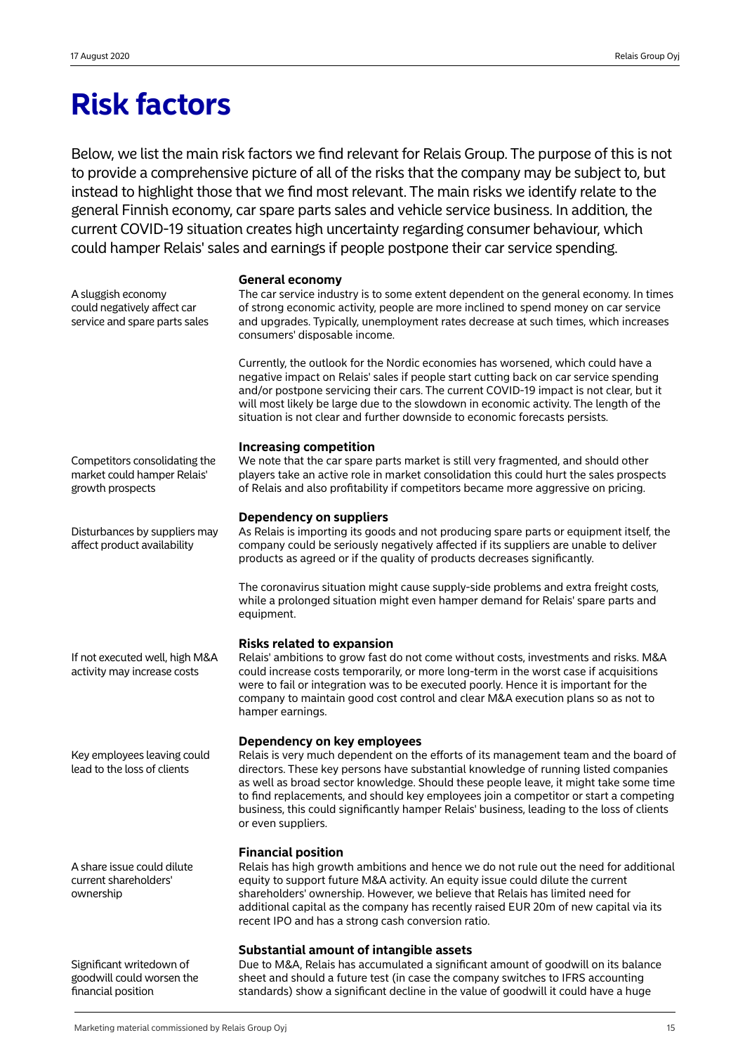# Risk factors

Below, we list the main risk factors we find relevant for Relais Group. The purpose of this is not to provide a comprehensive picture of all of the risks that the company may be subject to, but instead to highlight those that we find most relevant. The main risks we identify relate to the general Finnish economy, car spare parts sales and vehicle service business. In addition, the current COVID-19 situation creates high uncertainty regarding consumer behaviour, which could hamper Relais' sales and earnings if people postpone their car service spending.

### General economy

A sluggish economy could negatively affect car service and spare parts sales

The car service industry is to some extent dependent on the general economy. In times of strong economic activity, people are more inclined to spend money on car service and upgrades. Typically, unemployment rates decrease at such times, which increases consumers' disposable income.

Currently, the outlook for the Nordic economies has worsened, which could have a negative impact on Relais' sales if people start cutting back on car service spending and/or postpone servicing their cars. The current COVID-19 impact is not clear, but it will most likely be large due to the slowdown in economic activity. The length of the situation is not clear and further downside to economic forecasts persists.

### Increasing competition

Competitors consolidating the market could hamper Relais' growth prospects

We note that the car spare parts market is still very fragmented, and should other players take an active role in market consolidation this could hurt the sales prospects of Relais and also profitability if competitors became more aggressive on pricing.

### Dependency on suppliers

Disturbances by suppliers may affect product availability

As Relais is importing its goods and not producing spare parts or equipment itself, the company could be seriously negatively affected if its suppliers are unable to deliver products as agreed or if the quality of products decreases significantly.

The coronavirus situation might cause supply-side problems and extra freight costs, while a prolonged situation might even hamper demand for Relais' spare parts and equipment.

### Risks related to expansion

If not executed well, high M&A activity may increase costs

Relais' ambitions to grow fast do not come without costs, investments and risks. M&A could increase costs temporarily, or more long-term in the worst case if acquisitions were to fail or integration was to be executed poorly. Hence it is important for the company to maintain good cost control and clear M&A execution plans so as not to hamper earnings.

### Dependency on key employees

Key employees leaving could lead to the loss of clients

Relais is very much dependent on the efforts of its management team and the board of directors. These key persons have substantial knowledge of running listed companies as well as broad sector knowledge. Should these people leave, it might take some time to find replacements, and should key employees join a competitor or start a competing business, this could significantly hamper Relais' business, leading to the loss of clients or even suppliers.

### Financial position

A share issue could dilute current shareholders' ownership

Relais has high growth ambitions and hence we do not rule out the need for additional equity to support future M&A activity. An equity issue could dilute the current shareholders' ownership. However, we believe that Relais has limited need for additional capital as the company has recently raised EUR 20m of new capital via its recent IPO and has a strong cash conversion ratio.

### Substantial amount of intangible assets

Significant writedown of goodwill could worsen the financial position

Due to M&A, Relais has accumulated a significant amount of goodwill on its balance sheet and should a future test (in case the company switches to IFRS accounting standards) show a significant decline in the value of goodwill it could have a huge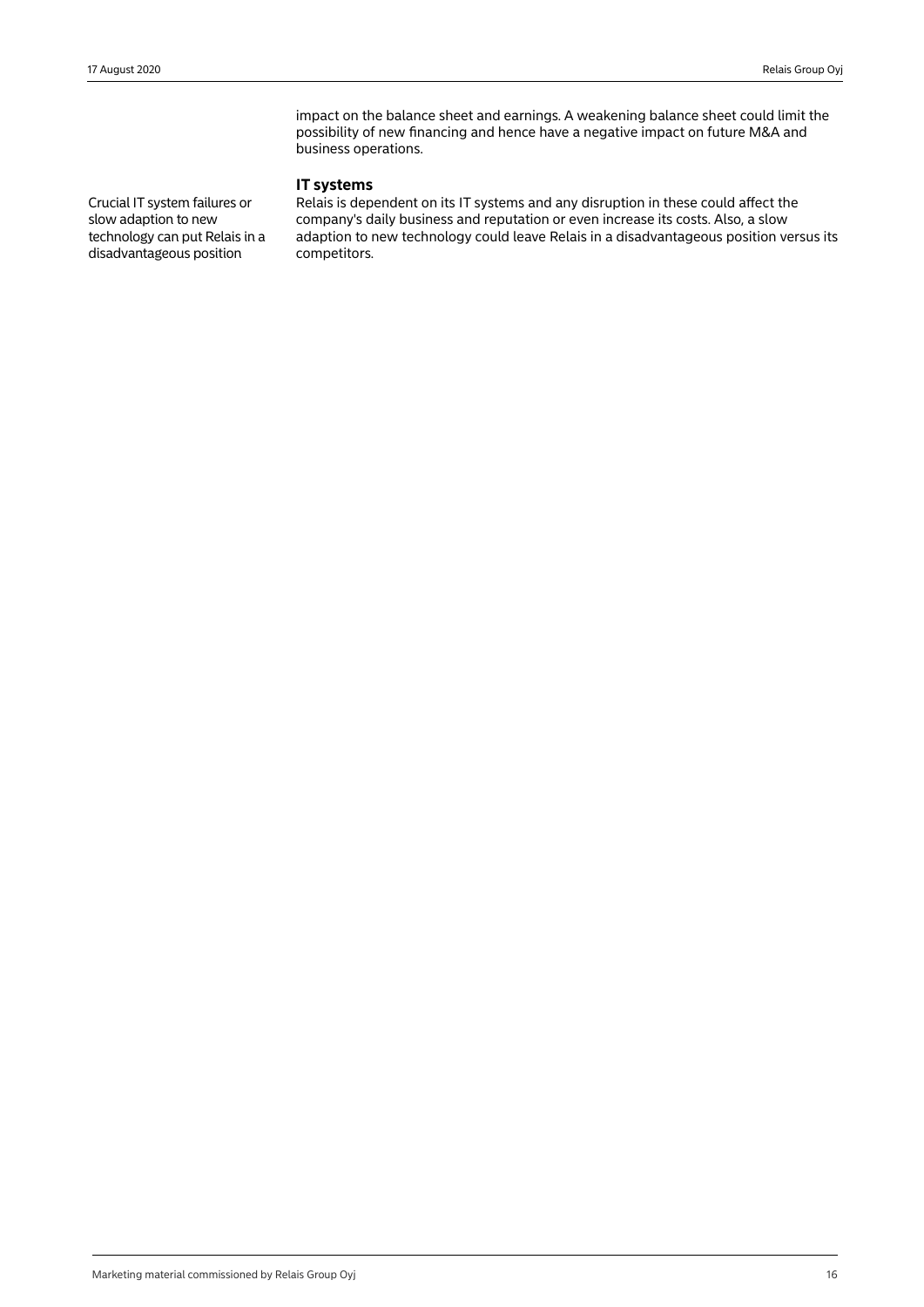impact on the balance sheet and earnings. A weakening balance sheet could limit the possibility of new financing and hence have a negative impact on future M&A and business operations.

### IT systems

Crucial IT system failures or slow adaption to new technology can put Relais in a disadvantageous position

Relais is dependent on its IT systems and any disruption in these could affect the company's daily business and reputation or even increase its costs. Also, a slow adaption to new technology could leave Relais in a disadvantageous position versus its competitors.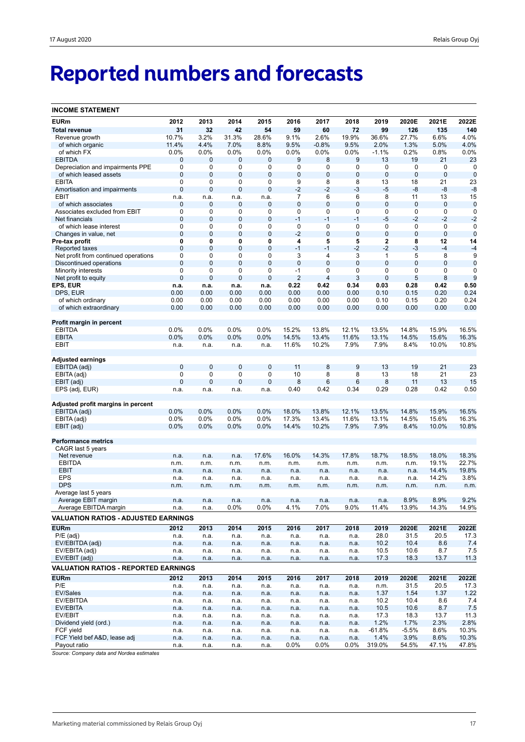# Reported numbers and forecasts

**INCOME STATEMENT**

| EURm | 2012 | 2013 | 2014 | 2015 | 2016 | 2017 | 2018 | 2019 | 2020E | 2021E | 2022E |
|---|---|---|---|---|---|---|---|---|---|---|---|
| **Total revenue** | **31** | **32** | **42** | **54** | **59** | **60** | **72** | **99** | **126** | **135** | **140** |
| Revenue growth | 10.7% | 3.2% | 31.3% | 28.6% | 9.1% | 2.6% | 19.9% | 36.6% | 27.7% | 6.6% | 4.0% |
| of which organic | 11.4% | 4.4% | 7.0% | 8.8% | 9.5% | -0.8% | 9.5% | 2.0% | 1.3% | 5.0% | 4.0% |
| of which FX | 0.0% | 0.0% | 0.0% | 0.0% | 0.0% | 0.0% | 0.0% | -1.1% | 0.2% | 0.8% | 0.0% |
| EBITDA | 0 | 0 | 0 | 0 | 9 | 8 | 9 | 13 | 19 | 21 | 23 |
| Depreciation and impairments PPE | 0 | 0 | 0 | 0 | 0 | 0 | 0 | 0 | 0 | 0 | 0 |
| of which leased assets | 0 | 0 | 0 | 0 | 0 | 0 | 0 | 0 | 0 | 0 | 0 |
| EBITA | 0 | 0 | 0 | 0 | 9 | 8 | 8 | 13 | 18 | 21 | 23 |
| Amortisation and impairments | 0 | 0 | 0 | 0 | -2 | -2 | -3 | -5 | -8 | -8 | -8 |
| EBIT | n.a. | n.a. | n.a. | n.a. | 7 | 6 | 6 | 8 | 11 | 13 | 15 |
| of which associates | 0 | 0 | 0 | 0 | 0 | 0 | 0 | 0 | 0 | 0 | 0 |
| Associates excluded from EBIT | 0 | 0 | 0 | 0 | 0 | 0 | 0 | 0 | 0 | 0 | 0 |
| Net financials | 0 | 0 | 0 | 0 | -1 | -1 | -1 | -5 | -2 | -2 | -2 |
| of which lease interest | 0 | 0 | 0 | 0 | 0 | 0 | 0 | 0 | 0 | 0 | 0 |
| Changes in value, net | 0 | 0 | 0 | 0 | -2 | 0 | 0 | 0 | 0 | 0 | 0 |
| **Pre-tax profit** | **0** | **0** | **0** | **0** | **4** | **5** | **5** | **2** | **8** | **12** | **14** |
| Reported taxes | 0 | 0 | 0 | 0 | -1 | -1 | -2 | -2 | -3 | -4 | -4 |
| Net profit from continued operations | 0 | 0 | 0 | 0 | 3 | 4 | 3 | 1 | 5 | 8 | 9 |
| Discontinued operations | 0 | 0 | 0 | 0 | 0 | 0 | 0 | 0 | 0 | 0 | 0 |
| Minority interests | 0 | 0 | 0 | 0 | -1 | 0 | 0 | 0 | 0 | 0 | 0 |
| Net profit to equity | 0 | 0 | 0 | 0 | 2 | 4 | 3 | 0 | 5 | 8 | 9 |
| **EPS, EUR** | **n.a.** | **n.a.** | **n.a.** | **n.a.** | **0.22** | **0.42** | **0.34** | **0.03** | **0.28** | **0.42** | **0.50** |
| DPS, EUR | 0.00 | 0.00 | 0.00 | 0.00 | 0.00 | 0.00 | 0.00 | 0.10 | 0.15 | 0.20 | 0.24 |
| of which ordinary | 0.00 | 0.00 | 0.00 | 0.00 | 0.00 | 0.00 | 0.00 | 0.10 | 0.15 | 0.20 | 0.24 |
| of which extraordinary | 0.00 | 0.00 | 0.00 | 0.00 | 0.00 | 0.00 | 0.00 | 0.00 | 0.00 | 0.00 | 0.00 |
| **Profit margin in percent** | | | | | | | | | | | |
| EBITDA | 0.0% | 0.0% | 0.0% | 0.0% | 15.2% | 13.8% | 12.1% | 13.5% | 14.8% | 15.9% | 16.5% |
| EBITA | 0.0% | 0.0% | 0.0% | 0.0% | 14.5% | 13.4% | 11.6% | 13.1% | 14.5% | 15.6% | 16.3% |
| EBIT | n.a. | n.a. | n.a. | n.a. | 11.6% | 10.2% | 7.9% | 7.9% | 8.4% | 10.0% | 10.8% |
| **Adjusted earnings** | | | | | | | | | | | |
| EBITDA (adj) | 0 | 0 | 0 | 0 | 11 | 8 | 9 | 13 | 19 | 21 | 23 |
| EBITA (adj) | 0 | 0 | 0 | 0 | 10 | 8 | 8 | 13 | 18 | 21 | 23 |
| EBIT (adj) | 0 | 0 | 0 | 0 | 8 | 6 | 6 | 8 | 11 | 13 | 15 |
| EPS (adj, EUR) | n.a. | n.a. | n.a. | n.a. | 0.40 | 0.42 | 0.34 | 0.29 | 0.28 | 0.42 | 0.50 |
| **Adjusted profit margins in percent** | | | | | | | | | | | |
| EBITDA (adj) | 0.0% | 0.0% | 0.0% | 0.0% | 18.0% | 13.8% | 12.1% | 13.5% | 14.8% | 15.9% | 16.5% |
| EBITA (adj) | 0.0% | 0.0% | 0.0% | 0.0% | 17.3% | 13.4% | 11.6% | 13.1% | 14.5% | 15.6% | 16.3% |
| EBIT (adj) | 0.0% | 0.0% | 0.0% | 0.0% | 14.4% | 10.2% | 7.9% | 7.9% | 8.4% | 10.0% | 10.8% |
| **Performance metrics** | | | | | | | | | | | |
| CAGR last 5 years | | | | | | | | | | | |
| Net revenue | n.a. | n.a. | n.a. | 17.6% | 16.0% | 14.3% | 17.8% | 18.7% | 18.5% | 18.0% | 18.3% |
| EBITDA | n.m. | n.m. | n.m. | n.m. | n.m. | n.m. | n.m. | n.m. | n.m. | 19.1% | 22.7% |
| EBIT | n.a. | n.a. | n.a. | n.a. | n.a. | n.a. | n.a. | n.a. | n.a. | 14.4% | 19.8% |
| EPS | n.a. | n.a. | n.a. | n.a. | n.a. | n.a. | n.a. | n.a. | n.a. | 14.2% | 3.8% |
| DPS | n.m. | n.m. | n.m. | n.m. | n.m. | n.m. | n.m. | n.m. | n.m. | n.m. | n.m. |
| Average last 5 years | | | | | | | | | | | |
| Average EBIT margin | n.a. | n.a. | n.a. | n.a. | n.a. | n.a. | n.a. | n.a. | 8.9% | 8.9% | 9.2% |
| Average EBITDA margin | n.a. | n.a. | 0.0% | 0.0% | 4.1% | 7.0% | 9.0% | 11.4% | 13.9% | 14.3% | 14.9% |

**VALUATION RATIOS - ADJUSTED EARNINGS**

| EURm | 2012 | 2013 | 2014 | 2015 | 2016 | 2017 | 2018 | 2019 | 2020E | 2021E | 2022E |
|---|---|---|---|---|---|---|---|---|---|---|---|
| P/E (adj) | n.a. | n.a. | n.a. | n.a. | n.a. | n.a. | n.a. | 28.0 | 31.5 | 20.5 | 17.3 |
| EV/EBITDA (adj) | n.a. | n.a. | n.a. | n.a. | n.a. | n.a. | n.a. | 10.2 | 10.4 | 8.6 | 7.4 |
| EV/EBITA (adj) | n.a. | n.a. | n.a. | n.a. | n.a. | n.a. | n.a. | 10.5 | 10.6 | 8.7 | 7.5 |
| EV/EBIT (adj) | n.a. | n.a. | n.a. | n.a. | n.a. | n.a. | n.a. | 17.3 | 18.3 | 13.7 | 11.3 |

**VALUATION RATIOS - REPORTED EARNINGS**

| EURm | 2012 | 2013 | 2014 | 2015 | 2016 | 2017 | 2018 | 2019 | 2020E | 2021E | 2022E |
|---|---|---|---|---|---|---|---|---|---|---|---|
| P/E | n.a. | n.a. | n.a. | n.a. | n.a. | n.a. | n.a. | n.m. | 31.5 | 20.5 | 17.3 |
| EV/Sales | n.a. | n.a. | n.a. | n.a. | n.a. | n.a. | n.a. | 1.37 | 1.54 | 1.37 | 1.22 |
| EV/EBITDA | n.a. | n.a. | n.a. | n.a. | n.a. | n.a. | n.a. | 10.2 | 10.4 | 8.6 | 7.4 |
| EV/EBITA | n.a. | n.a. | n.a. | n.a. | n.a. | n.a. | n.a. | 10.5 | 10.6 | 8.7 | 7.5 |
| EV/EBIT | n.a. | n.a. | n.a. | n.a. | n.a. | n.a. | n.a. | 17.3 | 18.3 | 13.7 | 11.3 |
| Dividend yield (ord.) | n.a. | n.a. | n.a. | n.a. | n.a. | n.a. | n.a. | 1.2% | 1.7% | 2.3% | 2.8% |
| FCF yield | n.a. | n.a. | n.a. | n.a. | n.a. | n.a. | n.a. | -61.8% | -5.5% | 8.6% | 10.3% |
| FCF Yield bef A&D, lease adj | n.a. | n.a. | n.a. | n.a. | n.a. | n.a. | n.a. | 1.4% | 3.9% | 8.6% | 10.3% |
| Payout ratio | n.a. | n.a. | n.a. | n.a. | 0.0% | 0.0% | 0.0% | 319.0% | 54.5% | 47.1% | 47.8% |

*Source: Company data and Nordea estimates*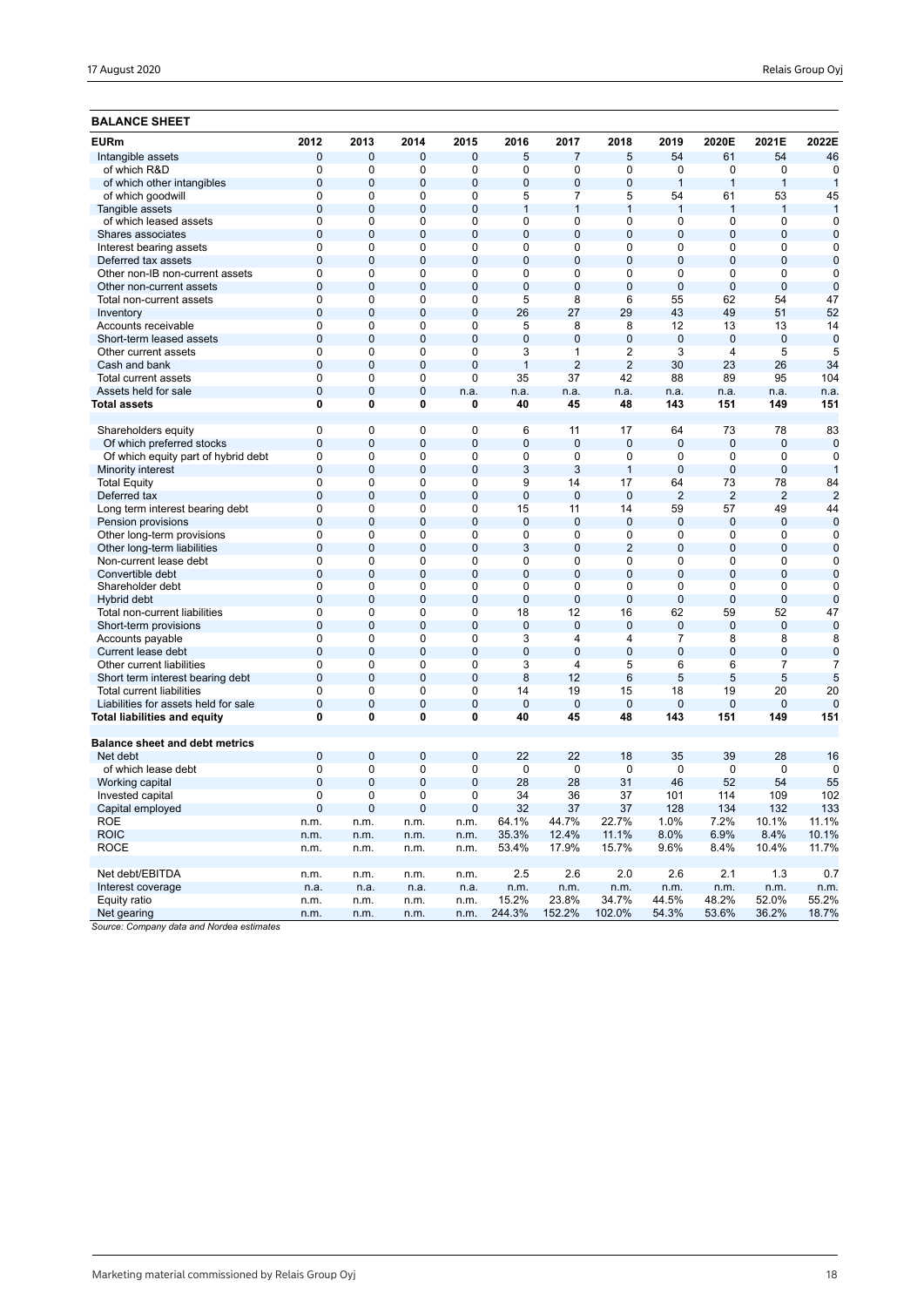**BALANCE SHEET**

| EURm | 2012 | 2013 | 2014 | 2015 | 2016 | 2017 | 2018 | 2019 | 2020E | 2021E | 2022E |
|---|---|---|---|---|---|---|---|---|---|---|---|
| Intangible assets | 0 | 0 | 0 | 0 | 5 | 7 | 5 | 54 | 61 | 54 | 46 |
| of which R&D | 0 | 0 | 0 | 0 | 0 | 0 | 0 | 0 | 0 | 0 | 0 |
| of which other intangibles | 0 | 0 | 0 | 0 | 0 | 0 | 0 | 1 | 1 | 1 | 1 |
| of which goodwill | 0 | 0 | 0 | 0 | 5 | 7 | 5 | 54 | 61 | 53 | 45 |
| Tangible assets | 0 | 0 | 0 | 0 | 1 | 1 | 1 | 1 | 1 | 1 | 1 |
| of which leased assets | 0 | 0 | 0 | 0 | 0 | 0 | 0 | 0 | 0 | 0 | 0 |
| Shares associates | 0 | 0 | 0 | 0 | 0 | 0 | 0 | 0 | 0 | 0 | 0 |
| Interest bearing assets | 0 | 0 | 0 | 0 | 0 | 0 | 0 | 0 | 0 | 0 | 0 |
| Deferred tax assets | 0 | 0 | 0 | 0 | 0 | 0 | 0 | 0 | 0 | 0 | 0 |
| Other non-IB non-current assets | 0 | 0 | 0 | 0 | 0 | 0 | 0 | 0 | 0 | 0 | 0 |
| Other non-current assets | 0 | 0 | 0 | 0 | 0 | 0 | 0 | 0 | 0 | 0 | 0 |
| Total non-current assets | 0 | 0 | 0 | 0 | 5 | 8 | 6 | 55 | 62 | 54 | 47 |
| Inventory | 0 | 0 | 0 | 0 | 26 | 27 | 29 | 43 | 49 | 51 | 52 |
| Accounts receivable | 0 | 0 | 0 | 0 | 5 | 8 | 8 | 12 | 13 | 13 | 14 |
| Short-term leased assets | 0 | 0 | 0 | 0 | 0 | 0 | 0 | 0 | 0 | 0 | 0 |
| Other current assets | 0 | 0 | 0 | 0 | 3 | 1 | 2 | 3 | 4 | 5 | 5 |
| Cash and bank | 0 | 0 | 0 | 0 | 1 | 2 | 2 | 30 | 23 | 26 | 34 |
| Total current assets | 0 | 0 | 0 | 0 | 35 | 37 | 42 | 88 | 89 | 95 | 104 |
| Assets held for sale | 0 | 0 | 0 | n.a. | n.a. | n.a. | n.a. | n.a. | n.a. | n.a. | n.a. |
| **Total assets** | **0** | **0** | **0** | **0** | **40** | **45** | **48** | **143** | **151** | **149** | **151** |
| | | | | | | | | | | | |
| Shareholders equity | 0 | 0 | 0 | 0 | 6 | 11 | 17 | 64 | 73 | 78 | 83 |
| Of which preferred stocks | 0 | 0 | 0 | 0 | 0 | 0 | 0 | 0 | 0 | 0 | 0 |
| Of which equity part of hybrid debt | 0 | 0 | 0 | 0 | 0 | 0 | 0 | 0 | 0 | 0 | 0 |
| Minority interest | 0 | 0 | 0 | 0 | 3 | 3 | 1 | 0 | 0 | 0 | 1 |
| Total Equity | 0 | 0 | 0 | 0 | 9 | 14 | 17 | 64 | 73 | 78 | 84 |
| Deferred tax | 0 | 0 | 0 | 0 | 0 | 0 | 0 | 2 | 2 | 2 | 2 |
| Long term interest bearing debt | 0 | 0 | 0 | 0 | 15 | 11 | 14 | 59 | 57 | 49 | 44 |
| Pension provisions | 0 | 0 | 0 | 0 | 0 | 0 | 0 | 0 | 0 | 0 | 0 |
| Other long-term provisions | 0 | 0 | 0 | 0 | 0 | 0 | 0 | 0 | 0 | 0 | 0 |
| Other long-term liabilities | 0 | 0 | 0 | 0 | 3 | 0 | 2 | 0 | 0 | 0 | 0 |
| Non-current lease debt | 0 | 0 | 0 | 0 | 0 | 0 | 0 | 0 | 0 | 0 | 0 |
| Convertible debt | 0 | 0 | 0 | 0 | 0 | 0 | 0 | 0 | 0 | 0 | 0 |
| Shareholder debt | 0 | 0 | 0 | 0 | 0 | 0 | 0 | 0 | 0 | 0 | 0 |
| Hybrid debt | 0 | 0 | 0 | 0 | 0 | 0 | 0 | 0 | 0 | 0 | 0 |
| Total non-current liabilities | 0 | 0 | 0 | 0 | 18 | 12 | 16 | 62 | 59 | 52 | 47 |
| Short-term provisions | 0 | 0 | 0 | 0 | 0 | 0 | 0 | 0 | 0 | 0 | 0 |
| Accounts payable | 0 | 0 | 0 | 0 | 3 | 4 | 4 | 7 | 8 | 8 | 8 |
| Current lease debt | 0 | 0 | 0 | 0 | 0 | 0 | 0 | 0 | 0 | 0 | 0 |
| Other current liabilities | 0 | 0 | 0 | 0 | 3 | 4 | 5 | 6 | 6 | 7 | 7 |
| Short term interest bearing debt | 0 | 0 | 0 | 0 | 8 | 12 | 6 | 5 | 5 | 5 | 5 |
| Total current liabilities | 0 | 0 | 0 | 0 | 14 | 19 | 15 | 18 | 19 | 20 | 20 |
| Liabilities for assets held for sale | 0 | 0 | 0 | 0 | 0 | 0 | 0 | 0 | 0 | 0 | 0 |
| **Total liabilities and equity** | **0** | **0** | **0** | **0** | **40** | **45** | **48** | **143** | **151** | **149** | **151** |
| | | | | | | | | | | | |
| **Balance sheet and debt metrics** | | | | | | | | | | | |
| Net debt | 0 | 0 | 0 | 0 | 22 | 22 | 18 | 35 | 39 | 28 | 16 |
| of which lease debt | 0 | 0 | 0 | 0 | 0 | 0 | 0 | 0 | 0 | 0 | 0 |
| Working capital | 0 | 0 | 0 | 0 | 28 | 28 | 31 | 46 | 52 | 54 | 55 |
| Invested capital | 0 | 0 | 0 | 0 | 34 | 36 | 37 | 101 | 114 | 109 | 102 |
| Capital employed | 0 | 0 | 0 | 0 | 32 | 37 | 37 | 128 | 134 | 132 | 133 |
| ROE | n.m. | n.m. | n.m. | n.m. | 64.1% | 44.7% | 22.7% | 1.0% | 7.2% | 10.1% | 11.1% |
| ROIC | n.m. | n.m. | n.m. | n.m. | 35.3% | 12.4% | 11.1% | 8.0% | 6.9% | 8.4% | 10.1% |
| ROCE | n.m. | n.m. | n.m. | n.m. | 53.4% | 17.9% | 15.7% | 9.6% | 8.4% | 10.4% | 11.7% |
| | | | | | | | | | | | |
| Net debt/EBITDA | n.m. | n.m. | n.m. | n.m. | 2.5 | 2.6 | 2.0 | 2.6 | 2.1 | 1.3 | 0.7 |
| Interest coverage | n.a. | n.a. | n.a. | n.a. | n.m. | n.m. | n.m. | n.m. | n.m. | n.m. | n.m. |
| Equity ratio | n.m. | n.m. | n.m. | n.m. | 15.2% | 23.8% | 34.7% | 44.5% | 48.2% | 52.0% | 55.2% |
| Net gearing | n.m. | n.m. | n.m. | n.m. | 244.3% | 152.2% | 102.0% | 54.3% | 53.6% | 36.2% | 18.7% |

*Source: Company data and Nordea estimates*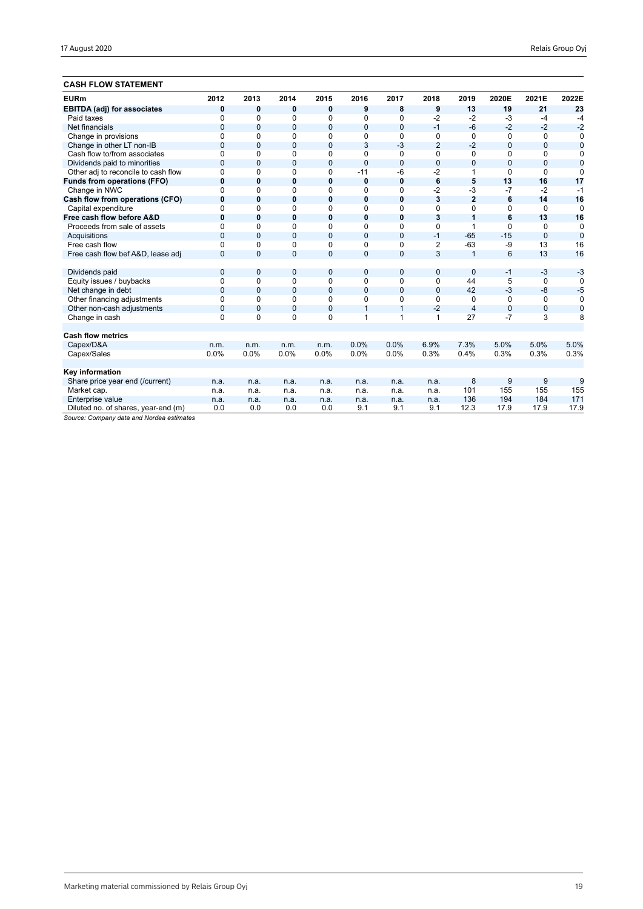## CASH FLOW STATEMENT

| EURm | 2012 | 2013 | 2014 | 2015 | 2016 | 2017 | 2018 | 2019 | 2020E | 2021E | 2022E |
|---|---|---|---|---|---|---|---|---|---|---|---|
| **EBITDA (adj) for associates** | **0** | **0** | **0** | **0** | **9** | **8** | **9** | **13** | **19** | **21** | **23** |
| Paid taxes | 0 | 0 | 0 | 0 | 0 | 0 | -2 | -2 | -3 | -4 | -4 |
| Net financials | 0 | 0 | 0 | 0 | 0 | 0 | -1 | -6 | -2 | -2 | -2 |
| Change in provisions | 0 | 0 | 0 | 0 | 0 | 0 | 0 | 0 | 0 | 0 | 0 |
| Change in other LT non-IB | 0 | 0 | 0 | 0 | 3 | -3 | 2 | -2 | 0 | 0 | 0 |
| Cash flow to/from associates | 0 | 0 | 0 | 0 | 0 | 0 | 0 | 0 | 0 | 0 | 0 |
| Dividends paid to minorities | 0 | 0 | 0 | 0 | 0 | 0 | 0 | 0 | 0 | 0 | 0 |
| Other adj to reconcile to cash flow | 0 | 0 | 0 | 0 | -11 | -6 | -2 | 1 | 0 | 0 | 0 |
| **Funds from operations (FFO)** | **0** | **0** | **0** | **0** | **0** | **0** | **6** | **5** | **13** | **16** | **17** |
| Change in NWC | 0 | 0 | 0 | 0 | 0 | 0 | -2 | -3 | -7 | -2 | -1 |
| **Cash flow from operations (CFO)** | **0** | **0** | **0** | **0** | **0** | **0** | **3** | **2** | **6** | **14** | **16** |
| Capital expenditure | 0 | 0 | 0 | 0 | 0 | 0 | 0 | 0 | 0 | 0 | 0 |
| **Free cash flow before A&D** | **0** | **0** | **0** | **0** | **0** | **0** | **3** | **1** | **6** | **13** | **16** |
| Proceeds from sale of assets | 0 | 0 | 0 | 0 | 0 | 0 | 0 | 1 | 0 | 0 | 0 |
| Acquisitions | 0 | 0 | 0 | 0 | 0 | 0 | -1 | -65 | -15 | 0 | 0 |
| Free cash flow | 0 | 0 | 0 | 0 | 0 | 0 | 2 | -63 | -9 | 13 | 16 |
| Free cash flow bef A&D, lease adj | 0 | 0 | 0 | 0 | 0 | 0 | 3 | 1 | 6 | 13 | 16 |
| | | | | | | | | | | | |
| Dividends paid | 0 | 0 | 0 | 0 | 0 | 0 | 0 | 0 | -1 | -3 | -3 |
| Equity issues / buybacks | 0 | 0 | 0 | 0 | 0 | 0 | 0 | 44 | 5 | 0 | 0 |
| Net change in debt | 0 | 0 | 0 | 0 | 0 | 0 | 0 | 42 | -3 | -8 | -5 |
| Other financing adjustments | 0 | 0 | 0 | 0 | 0 | 0 | 0 | 0 | 0 | 0 | 0 |
| Other non-cash adjustments | 0 | 0 | 0 | 0 | 1 | 1 | -2 | 4 | 0 | 0 | 0 |
| Change in cash | 0 | 0 | 0 | 0 | 1 | 1 | 1 | 27 | -7 | 3 | 8 |
| | | | | | | | | | | | |
| **Cash flow metrics** | | | | | | | | | | | |
| Capex/D&A | n.m. | n.m. | n.m. | n.m. | 0.0% | 0.0% | 6.9% | 7.3% | 5.0% | 5.0% | 5.0% |
| Capex/Sales | 0.0% | 0.0% | 0.0% | 0.0% | 0.0% | 0.0% | 0.3% | 0.4% | 0.3% | 0.3% | 0.3% |
| | | | | | | | | | | | |
| **Key information** | | | | | | | | | | | |
| Share price year end (/current) | n.a. | n.a. | n.a. | n.a. | n.a. | n.a. | n.a. | 8 | 9 | 9 | 9 |
| Market cap. | n.a. | n.a. | n.a. | n.a. | n.a. | n.a. | n.a. | 101 | 155 | 155 | 155 |
| Enterprise value | n.a. | n.a. | n.a. | n.a. | n.a. | n.a. | n.a. | 136 | 194 | 184 | 171 |
| Diluted no. of shares, year-end (m) | 0.0 | 0.0 | 0.0 | 0.0 | 9.1 | 9.1 | 9.1 | 12.3 | 17.9 | 17.9 | 17.9 |

*Source: Company data and Nordea estimates*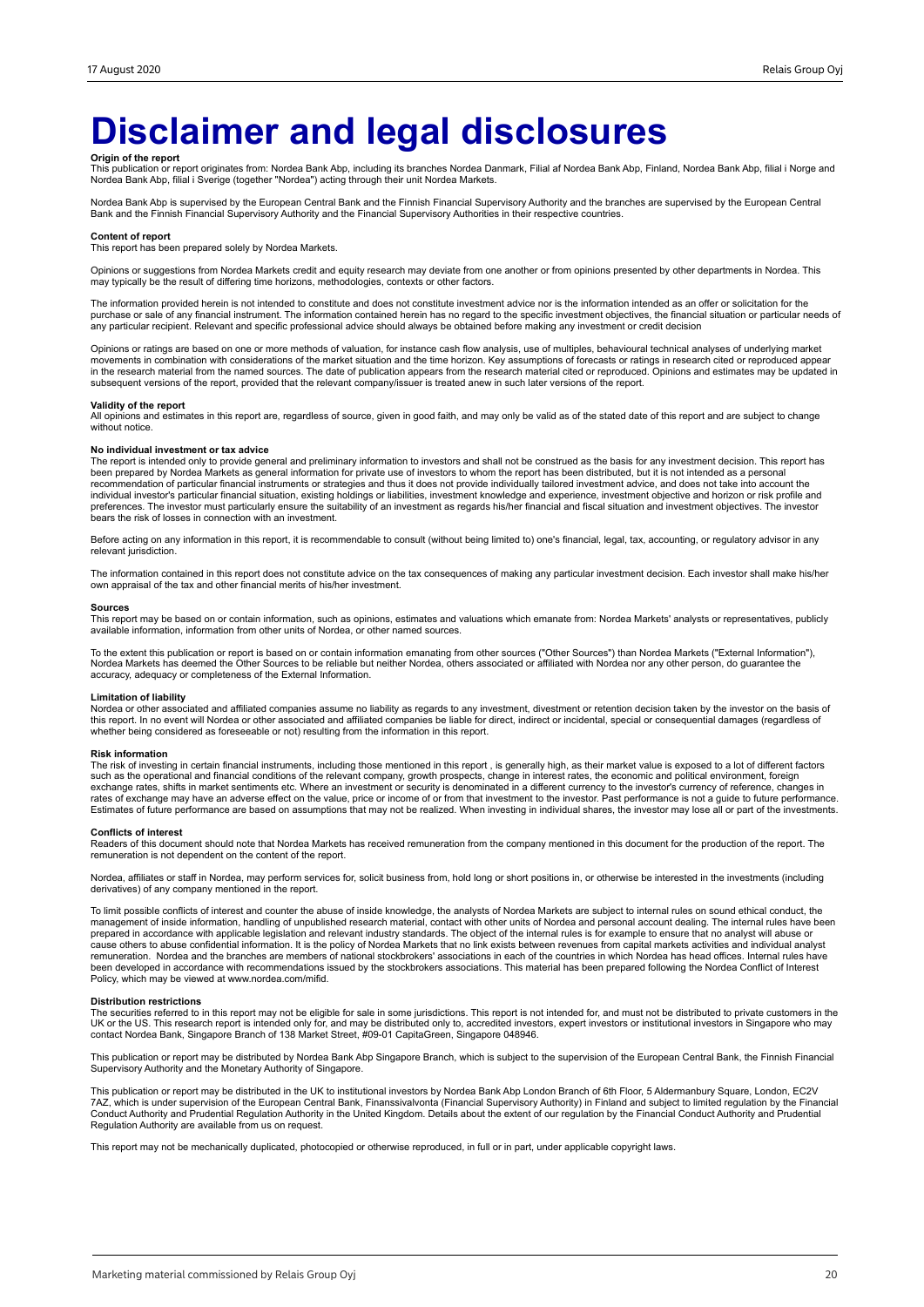# Disclaimer and legal disclosures

**Origin of the report**
This publication or report originates from: Nordea Bank Abp, including its branches Nordea Danmark, Filial af Nordea Bank Abp, Finland, Nordea Bank Abp, filial i Norge and Nordea Bank Abp, filial i Sverige (together "Nordea") acting through their unit Nordea Markets.

Nordea Bank Abp is supervised by the European Central Bank and the Finnish Financial Supervisory Authority and the branches are supervised by the European Central Bank and the Finnish Financial Supervisory Authority and the Financial Supervisory Authorities in their respective countries.

**Content of report**
This report has been prepared solely by Nordea Markets.

Opinions or suggestions from Nordea Markets credit and equity research may deviate from one another or from opinions presented by other departments in Nordea. This may typically be the result of differing time horizons, methodologies, contexts or other factors.

The information provided herein is not intended to constitute and does not constitute investment advice nor is the information intended as an offer or solicitation for the purchase or sale of any financial instrument. The information contained herein has no regard to the specific investment objectives, the financial situation or particular needs of any particular recipient. Relevant and specific professional advice should always be obtained before making any investment or credit decision

Opinions or ratings are based on one or more methods of valuation, for instance cash flow analysis, use of multiples, behavioural technical analyses of underlying market movements in combination with considerations of the market situation and the time horizon. Key assumptions of forecasts or ratings in research cited or reproduced appear in the research material from the named sources. The date of publication appears from the research material cited or reproduced. Opinions and estimates may be updated in subsequent versions of the report, provided that the relevant company/issuer is treated anew in such later versions of the report.

**Validity of the report**
All opinions and estimates in this report are, regardless of source, given in good faith, and may only be valid as of the stated date of this report and are subject to change without notice.

**No individual investment or tax advice**
The report is intended only to provide general and preliminary information to investors and shall not be construed as the basis for any investment decision. This report has been prepared by Nordea Markets as general information for private use of investors to whom the report has been distributed, but it is not intended as a personal recommendation of particular financial instruments or strategies and thus it does not provide individually tailored investment advice, and does not take into account the individual investor's particular financial situation, existing holdings or liabilities, investment knowledge and experience, investment objective and horizon or risk profile and preferences. The investor must particularly ensure the suitability of an investment as regards his/her financial and fiscal situation and investment objectives. The investor bears the risk of losses in connection with an investment.

Before acting on any information in this report, it is recommendable to consult (without being limited to) one's financial, legal, tax, accounting, or regulatory advisor in any relevant jurisdiction.

The information contained in this report does not constitute advice on the tax consequences of making any particular investment decision. Each investor shall make his/her own appraisal of the tax and other financial merits of his/her investment.

**Sources**
This report may be based on or contain information, such as opinions, estimates and valuations which emanate from: Nordea Markets' analysts or representatives, publicly available information, information from other units of Nordea, or other named sources.

To the extent this publication or report is based on or contain information emanating from other sources ("Other Sources") than Nordea Markets ("External Information"), Nordea Markets has deemed the Other Sources to be reliable but neither Nordea, others associated or affiliated with Nordea nor any other person, do guarantee the accuracy, adequacy or completeness of the External Information.

**Limitation of liability**
Nordea or other associated and affiliated companies assume no liability as regards to any investment, divestment or retention decision taken by the investor on the basis of this report. In no event will Nordea or other associated and affiliated companies be liable for direct, indirect or incidental, special or consequential damages (regardless of whether being considered as foreseeable or not) resulting from the information in this report.

**Risk information**
The risk of investing in certain financial instruments, including those mentioned in this report , is generally high, as their market value is exposed to a lot of different factors such as the operational and financial conditions of the relevant company, growth prospects, change in interest rates, the economic and political environment, foreign exchange rates, shifts in market sentiments etc. Where an investment or security is denominated in a different currency to the investor's currency of reference, changes in rates of exchange may have an adverse effect on the value, price or income of or from that investment to the investor. Past performance is not a guide to future performance. Estimates of future performance are based on assumptions that may not be realized. When investing in individual shares, the investor may lose all or part of the investments.

**Conflicts of interest**
Readers of this document should note that Nordea Markets has received remuneration from the company mentioned in this document for the production of the report. The remuneration is not dependent on the content of the report.

Nordea, affiliates or staff in Nordea, may perform services for, solicit business from, hold long or short positions in, or otherwise be interested in the investments (including derivatives) of any company mentioned in the report.

To limit possible conflicts of interest and counter the abuse of inside knowledge, the analysts of Nordea Markets are subject to internal rules on sound ethical conduct, the management of inside information, handling of unpublished research material, contact with other units of Nordea and personal account dealing. The internal rules have been prepared in accordance with applicable legislation and relevant industry standards. The object of the internal rules is for example to ensure that no analyst will abuse or cause others to abuse confidential information. It is the policy of Nordea Markets that no link exists between revenues from capital markets activities and individual analyst remuneration. Nordea and the branches are members of national stockbrokers' associations in each of the countries in which Nordea has head offices. Internal rules have been developed in accordance with recommendations issued by the stockbrokers associations. This material has been prepared following the Nordea Conflict of Interest Policy, which may be viewed at www.nordea.com/mifid.

**Distribution restrictions**
The securities referred to in this report may not be eligible for sale in some jurisdictions. This report is not intended for, and must not be distributed to private customers in the UK or the US. This research report is intended only for, and may be distributed only to, accredited investors, expert investors or institutional investors in Singapore who may contact Nordea Bank, Singapore Branch of 138 Market Street, #09-01 CapitaGreen, Singapore 048946.

This publication or report may be distributed by Nordea Bank Abp Singapore Branch, which is subject to the supervision of the European Central Bank, the Finnish Financial Supervisory Authority and the Monetary Authority of Singapore.

This publication or report may be distributed in the UK to institutional investors by Nordea Bank Abp London Branch of 6th Floor, 5 Aldermanbury Square, London, EC2V 7AZ, which is under supervision of the European Central Bank, Finanssivalvonta (Financial Supervisory Authority) in Finland and subject to limited regulation by the Financial Conduct Authority and Prudential Regulation Authority in the United Kingdom. Details about the extent of our regulation by the Financial Conduct Authority and Prudential Regulation Authority are available from us on request.

This report may not be mechanically duplicated, photocopied or otherwise reproduced, in full or in part, under applicable copyright laws.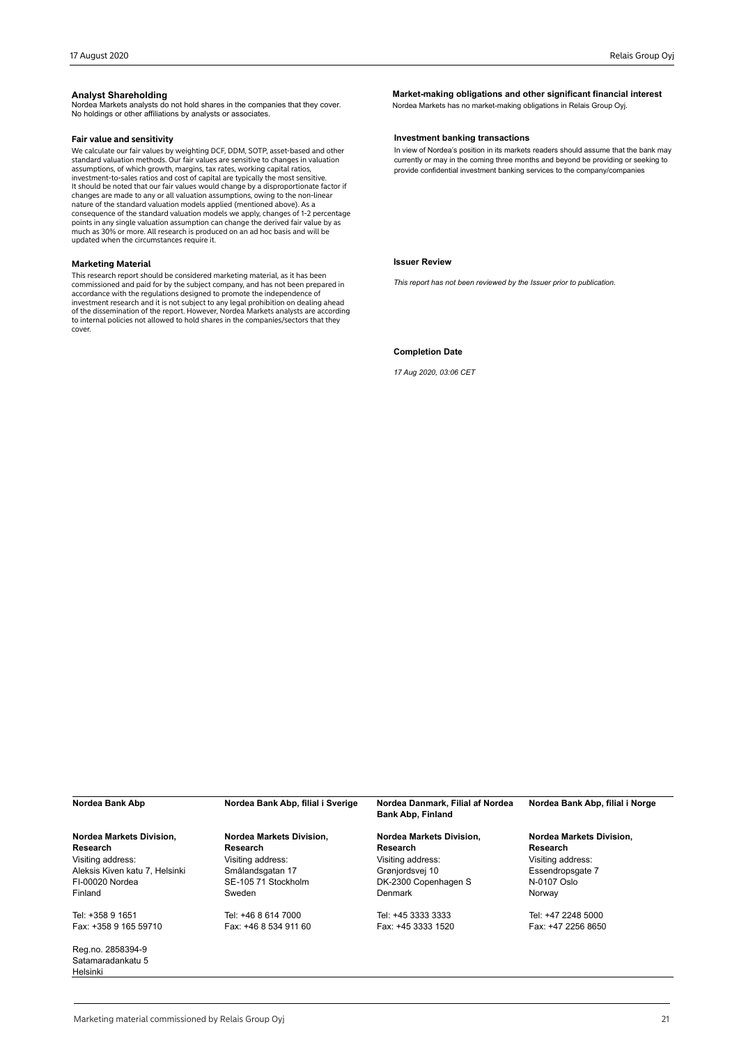### Analyst Shareholding

Nordea Markets analysts do not hold shares in the companies that they cover. No holdings or other affiliations by analysts or associates.

### Fair value and sensitivity

We calculate our fair values by weighting DCF, DDM, SOTP, asset-based and other standard valuation methods. Our fair values are sensitive to changes in valuation assumptions, of which growth, margins, tax rates, working capital ratios, investment-to-sales ratios and cost of capital are typically the most sensitive. It should be noted that our fair values would change by a disproportionate factor if changes are made to any or all valuation assumptions, owing to the non-linear nature of the standard valuation models applied (mentioned above). As a consequence of the standard valuation models we apply, changes of 1-2 percentage points in any single valuation assumption can change the derived fair value by as much as 30% or more. All research is produced on an ad hoc basis and will be updated when the circumstances require it.

### Marketing Material

This research report should be considered marketing material, as it has been commissioned and paid for by the subject company, and has not been prepared in accordance with the regulations designed to promote the independence of investment research and it is not subject to any legal prohibition on dealing ahead of the dissemination of the report. However, Nordea Markets analysts are according to internal policies not allowed to hold shares in the companies/sectors that they cover.

### Market-making obligations and other significant financial interest

Nordea Markets has no market-making obligations in Relais Group Oyj.

### Investment banking transactions

In view of Nordea's position in its markets readers should assume that the bank may currently or may in the coming three months and beyond be providing or seeking to provide confidential investment banking services to the company/companies

### Issuer Review

*This report has not been reviewed by the Issuer prior to publication.*

### Completion Date

*17 Aug 2020, 03:06 CET*

| Nordea Bank Abp | Nordea Bank Abp, filial i Sverige | Nordea Danmark, Filial af Nordea Bank Abp, Finland | Nordea Bank Abp, filial i Norge |
|---|---|---|---|
| **Nordea Markets Division, Research** | **Nordea Markets Division, Research** | **Nordea Markets Division, Research** | **Nordea Markets Division, Research** |
| Visiting address: | Visiting address: | Visiting address: | Visiting address: |
| Aleksis Kiven katu 7, Helsinki | Smålandsgatan 17 | Grønjordsvej 10 | Essendropsgate 7 |
| FI-00020 Nordea | SE-105 71 Stockholm | DK-2300 Copenhagen S | N-0107 Oslo |
| Finland | Sweden | Denmark | Norway |
| Tel: +358 9 1651 | Tel: +46 8 614 7000 | Tel: +45 3333 3333 | Tel: +47 2248 5000 |
| Fax: +358 9 165 59710 | Fax: +46 8 534 911 60 | Fax: +45 3333 1520 | Fax: +47 2256 8650 |
| Reg.no. 2858394-9 | | | |
| Satamaradankatu 5 | | | |
| Helsinki | | | |